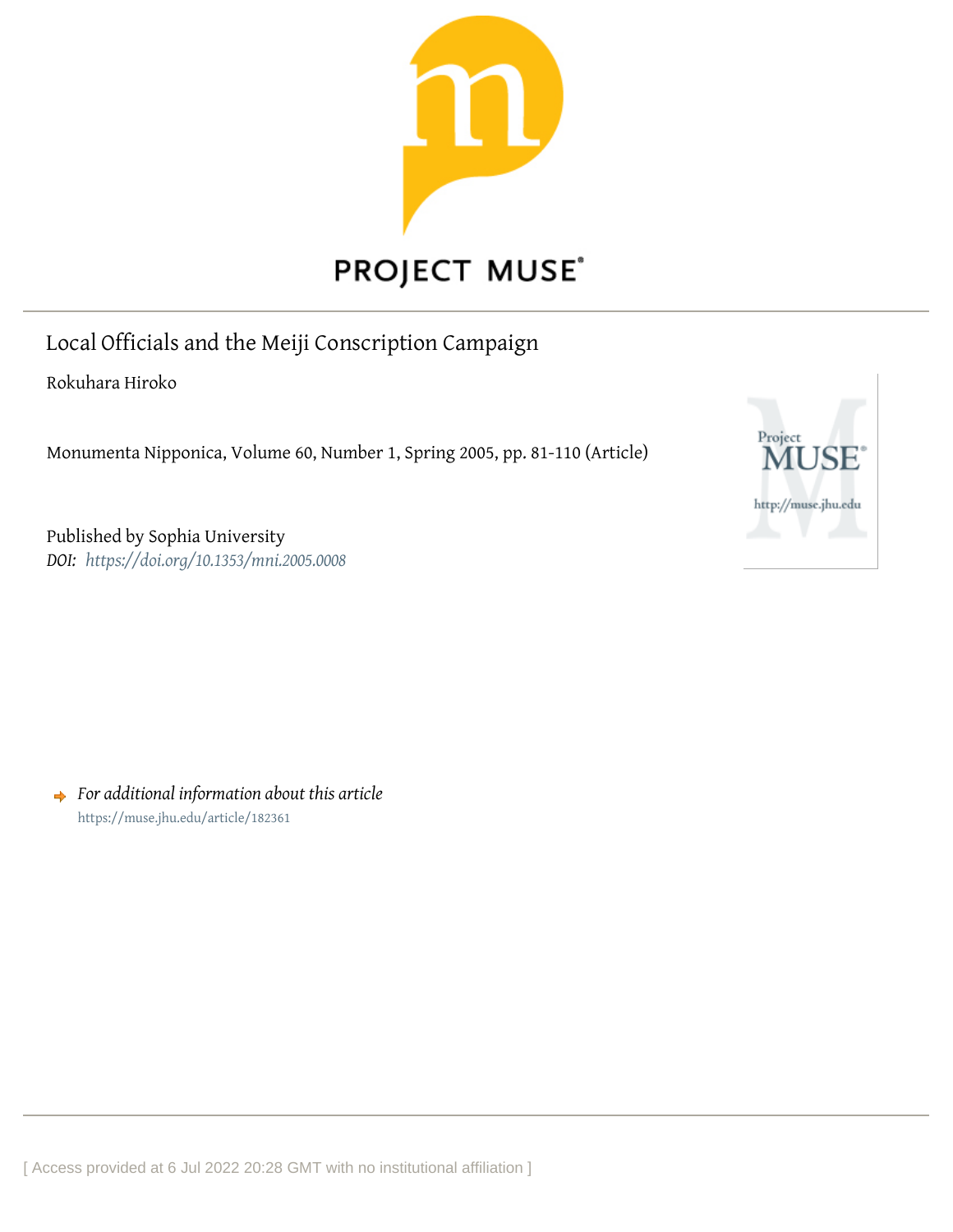# Local Officials and the Meiji Conscription Campaign

Rokuhara Hiroko

Monumenta Nipponica, Volume 60, Number 1, Spring 2005, pp. 81-110 (Article)

Published by Sophia University

*DOI: https://doi.org/10.1353/mni.2005.0008*

*For additional information about this article*

https://muse.jhu.edu/article/182361

[ Access provided at 6 Jul 2022 20:28 GMT with no institutional affiliation ]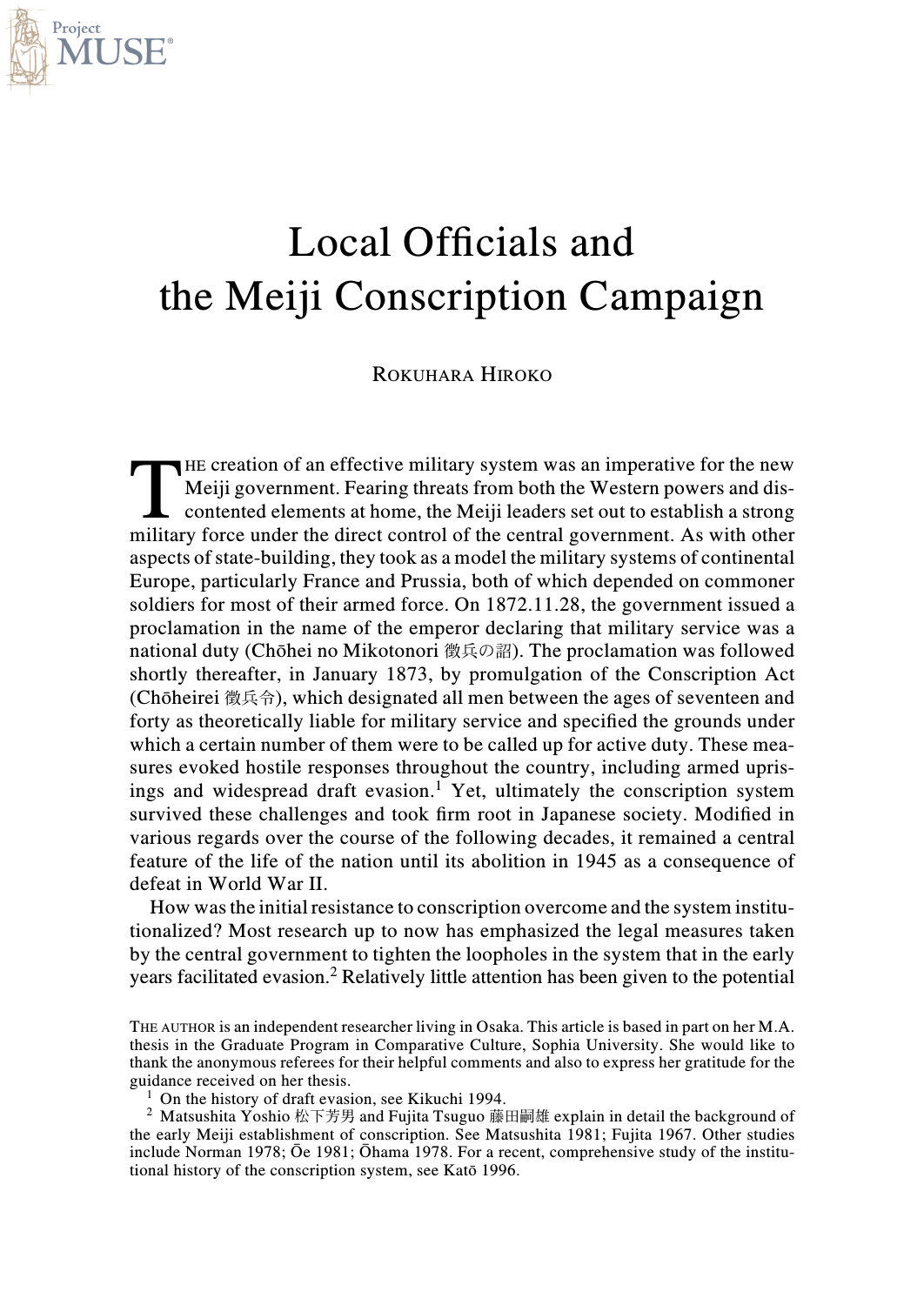# Local Officials and the Meiji Conscription Campaign

ROKUHARA HIROKO

THE creation of an effective military system was an imperative for the new Meiji government. Fearing threats from both the Western powers and discontented elements at home, the Meiji leaders set out to establish a strong military force under the direct control of the central government. As with other aspects of state-building, they took as a model the military systems of continental Europe, particularly France and Prussia, both of which depended on commoner soldiers for most of their armed force. On 1872.11.28, the government issued a proclamation in the name of the emperor declaring that military service was a national duty (Chōhei no Mikotonori 徴兵の詔). The proclamation was followed shortly thereafter, in January 1873, by promulgation of the Conscription Act (Chōheirei 徴兵令), which designated all men between the ages of seventeen and forty as theoretically liable for military service and specified the grounds under which a certain number of them were to be called up for active duty. These measures evoked hostile responses throughout the country, including armed uprisings and widespread draft evasion.[1] Yet, ultimately the conscription system survived these challenges and took firm root in Japanese society. Modified in various regards over the course of the following decades, it remained a central feature of the life of the nation until its abolition in 1945 as a consequence of defeat in World War II.

How was the initial resistance to conscription overcome and the system institutionalized? Most research up to now has emphasized the legal measures taken by the central government to tighten the loopholes in the system that in the early years facilitated evasion.[2] Relatively little attention has been given to the potential

---

THE AUTHOR is an independent researcher living in Osaka. This article is based in part on her M.A. thesis in the Graduate Program in Comparative Culture, Sophia University. She would like to thank the anonymous referees for their helpful comments and also to express her gratitude for the guidance received on her thesis.

[1] On the history of draft evasion, see Kikuchi 1994.

[2] Matsushita Yoshio 松下芳男 and Fujita Tsuguo 藤田嗣雄 explain in detail the background of the early Meiji establishment of conscription. See Matsushita 1981; Fujita 1967. Other studies include Norman 1978; Ōe 1981; Ōhama 1978. For a recent, comprehensive study of the institutional history of the conscription system, see Katō 1996.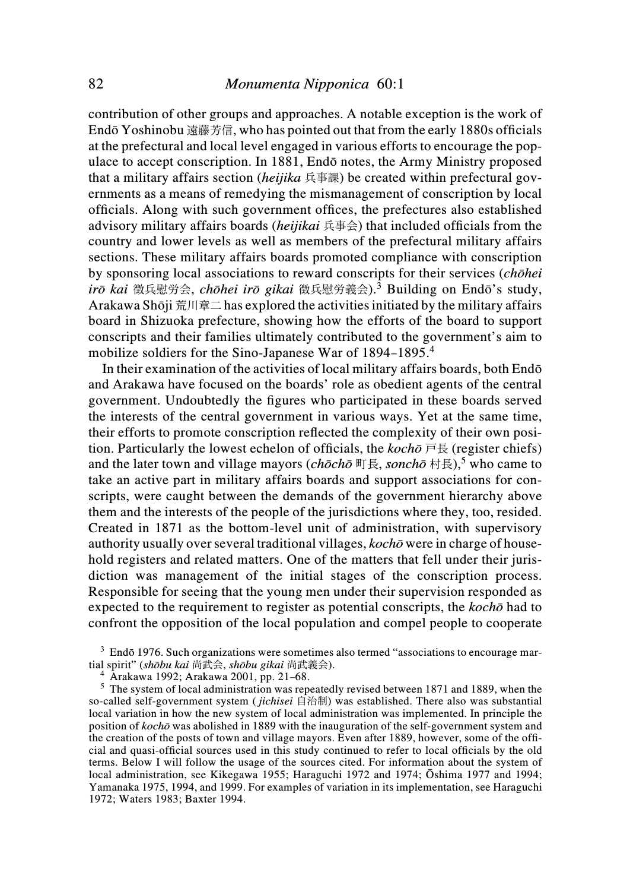contribution of other groups and approaches. A notable exception is the work of Endō Yoshinobu 遠藤芳信, who has pointed out that from the early 1880s officials at the prefectural and local level engaged in various efforts to encourage the populace to accept conscription. In 1881, Endō notes, the Army Ministry proposed that a military affairs section (*heijika* 兵事課) be created within prefectural governments as a means of remedying the mismanagement of conscription by local officials. Along with such government offices, the prefectures also established advisory military affairs boards (*heijikai* 兵事会) that included officials from the country and lower levels as well as members of the prefectural military affairs sections. These military affairs boards promoted compliance with conscription by sponsoring local associations to reward conscripts for their services (*chōhei irō kai* 徴兵慰労会, *chōhei irō gikai* 徴兵慰労義会).[3] Building on Endō's study, Arakawa Shōji 荒川章二 has explored the activities initiated by the military affairs board in Shizuoka prefecture, showing how the efforts of the board to support conscripts and their families ultimately contributed to the government's aim to mobilize soldiers for the Sino-Japanese War of 1894–1895.[4]

In their examination of the activities of local military affairs boards, both Endō and Arakawa have focused on the boards' role as obedient agents of the central government. Undoubtedly the figures who participated in these boards served the interests of the central government in various ways. Yet at the same time, their efforts to promote conscription reflected the complexity of their own position. Particularly the lowest echelon of officials, the *kochō* 戸長 (register chiefs) and the later town and village mayors (*chōchō* 町長, *sonchō* 村長),[5] who came to take an active part in military affairs boards and support associations for conscripts, were caught between the demands of the government hierarchy above them and the interests of the people of the jurisdictions where they, too, resided. Created in 1871 as the bottom-level unit of administration, with supervisory authority usually over several traditional villages, *kochō* were in charge of household registers and related matters. One of the matters that fell under their jurisdiction was management of the initial stages of the conscription process. Responsible for seeing that the young men under their supervision responded as expected to the requirement to register as potential conscripts, the *kochō* had to confront the opposition of the local population and compel people to cooperate

[3] Endō 1976. Such organizations were sometimes also termed "associations to encourage martial spirit" (*shōbu kai* 尚武会, *shōbu gikai* 尚武義会).

[4] Arakawa 1992; Arakawa 2001, pp. 21–68.

[5] The system of local administration was repeatedly revised between 1871 and 1889, when the so-called self-government system (*jichisei* 自治制) was established. There also was substantial local variation in how the new system of local administration was implemented. In principle the position of *kochō* was abolished in 1889 with the inauguration of the self-government system and the creation of the posts of town and village mayors. Even after 1889, however, some of the official and quasi-official sources used in this study continued to refer to local officials by the old terms. Below I will follow the usage of the sources cited. For information about the system of local administration, see Kikegawa 1955; Haraguchi 1972 and 1974; Ōshima 1977 and 1994; Yamanaka 1975, 1994, and 1999. For examples of variation in its implementation, see Haraguchi 1972; Waters 1983; Baxter 1994.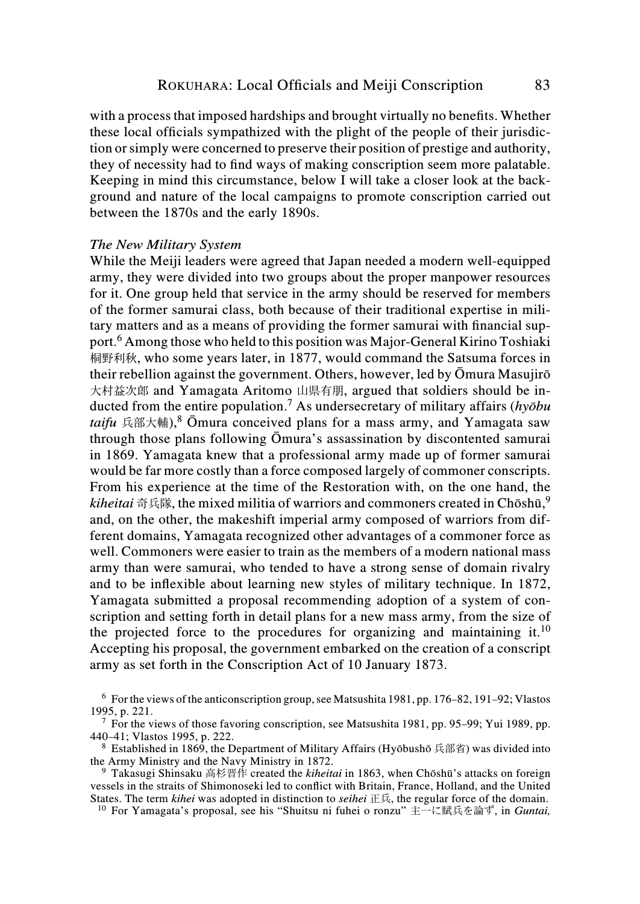with a process that imposed hardships and brought virtually no benefits. Whether these local officials sympathized with the plight of the people of their jurisdiction or simply were concerned to preserve their position of prestige and authority, they of necessity had to find ways of making conscription seem more palatable. Keeping in mind this circumstance, below I will take a closer look at the background and nature of the local campaigns to promote conscription carried out between the 1870s and the early 1890s.

### *The New Military System*

While the Meiji leaders were agreed that Japan needed a modern well-equipped army, they were divided into two groups about the proper manpower resources for it. One group held that service in the army should be reserved for members of the former samurai class, both because of their traditional expertise in military matters and as a means of providing the former samurai with financial support.[6] Among those who held to this position was Major-General Kirino Toshiaki 桐野利秋, who some years later, in 1877, would command the Satsuma forces in their rebellion against the government. Others, however, led by Ōmura Masujirō 大村益次郎 and Yamagata Aritomo 山県有朋, argued that soldiers should be inducted from the entire population.[7] As undersecretary of military affairs (*hyōbu taifu* 兵部大輔),[8] Ōmura conceived plans for a mass army, and Yamagata saw through those plans following Ōmura's assassination by discontented samurai in 1869. Yamagata knew that a professional army made up of former samurai would be far more costly than a force composed largely of commoner conscripts. From his experience at the time of the Restoration with, on the one hand, the *kiheitai* 奇兵隊, the mixed militia of warriors and commoners created in Chōshū,[9] and, on the other, the makeshift imperial army composed of warriors from different domains, Yamagata recognized other advantages of a commoner force as well. Commoners were easier to train as the members of a modern national mass army than were samurai, who tended to have a strong sense of domain rivalry and to be inflexible about learning new styles of military technique. In 1872, Yamagata submitted a proposal recommending adoption of a system of conscription and setting forth in detail plans for a new mass army, from the size of the projected force to the procedures for organizing and maintaining it.[10] Accepting his proposal, the government embarked on the creation of a conscript army as set forth in the Conscription Act of 10 January 1873.

[6] For the views of the anticonscription group, see Matsushita 1981, pp. 176–82, 191–92; Vlastos 1995, p. 221.

[7] For the views of those favoring conscription, see Matsushita 1981, pp. 95–99; Yui 1989, pp. 440–41; Vlastos 1995, p. 222.

[8] Established in 1869, the Department of Military Affairs (Hyōbushō 兵部省) was divided into the Army Ministry and the Navy Ministry in 1872.

[9] Takasugi Shinsaku 高杉晋作 created the *kiheitai* in 1863, when Chōshū's attacks on foreign vessels in the straits of Shimonoseki led to conflict with Britain, France, Holland, and the United States. The term *kihei* was adopted in distinction to *seihei* 正兵, the regular force of the domain.

[10] For Yamagata's proposal, see his "Shuitsu ni fuhei o ronzu" 主一に賦兵を論ず, in *Guntai,*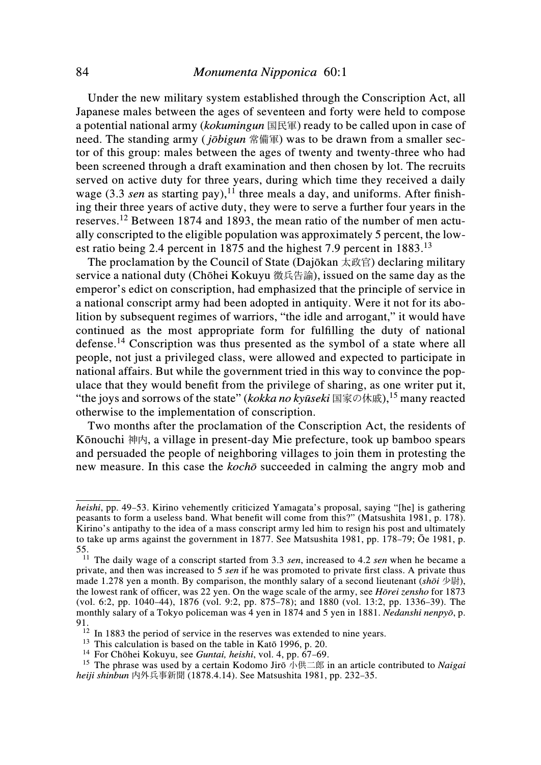Under the new military system established through the Conscription Act, all Japanese males between the ages of seventeen and forty were held to compose a potential national army (*kokumingun* 国民軍) ready to be called upon in case of need. The standing army (*jōbigun* 常備軍) was to be drawn from a smaller sector of this group: males between the ages of twenty and twenty-three who had been screened through a draft examination and then chosen by lot. The recruits served on active duty for three years, during which time they received a daily wage (3.3 *sen* as starting pay),[11] three meals a day, and uniforms. After finishing their three years of active duty, they were to serve a further four years in the reserves.[12] Between 1874 and 1893, the mean ratio of the number of men actually conscripted to the eligible population was approximately 5 percent, the lowest ratio being 2.4 percent in 1875 and the highest 7.9 percent in 1883.[13]

The proclamation by the Council of State (Dajōkan 太政官) declaring military service a national duty (Chōhei Kokuyu 徴兵告諭), issued on the same day as the emperor's edict on conscription, had emphasized that the principle of service in a national conscript army had been adopted in antiquity. Were it not for its abolition by subsequent regimes of warriors, "the idle and arrogant," it would have continued as the most appropriate form for fulfilling the duty of national defense.[14] Conscription was thus presented as the symbol of a state where all people, not just a privileged class, were allowed and expected to participate in national affairs. But while the government tried in this way to convince the populace that they would benefit from the privilege of sharing, as one writer put it, "the joys and sorrows of the state" (*kokka no kyūseki* 国家の休戚),[15] many reacted otherwise to the implementation of conscription.

Two months after the proclamation of the Conscription Act, the residents of Kōnouchi 神内, a village in present-day Mie prefecture, took up bamboo spears and persuaded the people of neighboring villages to join them in protesting the new measure. In this case the *kochō* succeeded in calming the angry mob and

---

*heishi*, pp. 49–53. Kirino vehemently criticized Yamagata's proposal, saying "[he] is gathering peasants to form a useless band. What benefit will come from this?" (Matsushita 1981, p. 178). Kirino's antipathy to the idea of a mass conscript army led him to resign his post and ultimately to take up arms against the government in 1877. See Matsushita 1981, pp. 178–79; Ōe 1981, p. 55.

[11] The daily wage of a conscript started from 3.3 *sen*, increased to 4.2 *sen* when he became a private, and then was increased to 5 *sen* if he was promoted to private first class. A private thus made 1.278 yen a month. By comparison, the monthly salary of a second lieutenant (*shōi* 少尉), the lowest rank of officer, was 22 yen. On the wage scale of the army, see *Hōrei zensho* for 1873 (vol. 6:2, pp. 1040–44), 1876 (vol. 9:2, pp. 875–78); and 1880 (vol. 13:2, pp. 1336–39). The monthly salary of a Tokyo policeman was 4 yen in 1874 and 5 yen in 1881. *Nedanshi nenpyō*, p. 91.

[12] In 1883 the period of service in the reserves was extended to nine years.

[13] This calculation is based on the table in Katō 1996, p. 20.

[14] For Chōhei Kokuyu, see *Guntai, heishi*, vol. 4, pp. 67–69.

[15] The phrase was used by a certain Kodomo Jirō 小供二郎 in an article contributed to *Naigai heiji shinbun* 内外兵事新聞 (1878.4.14). See Matsushita 1981, pp. 232–35.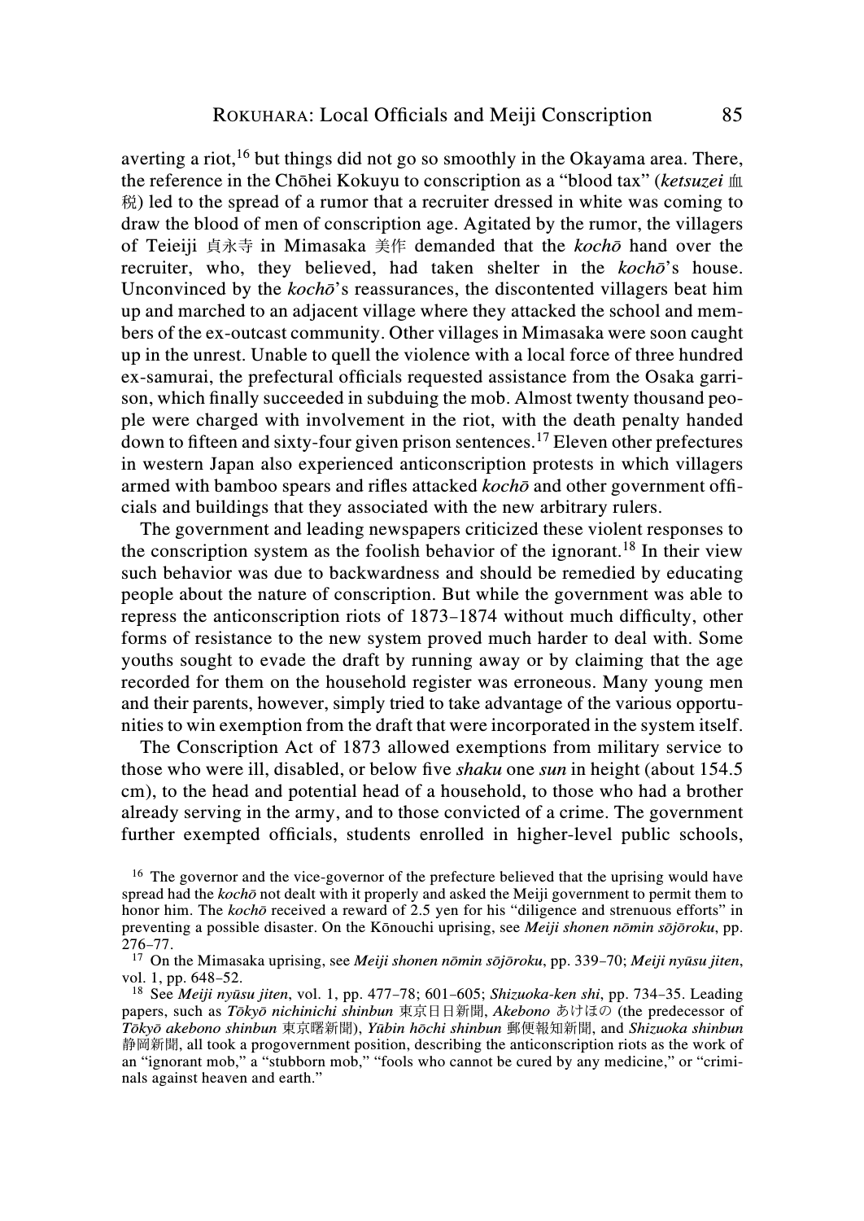averting a riot,[16] but things did not go so smoothly in the Okayama area. There, the reference in the Chōhei Kokuyu to conscription as a "blood tax" (*ketsuzei* 血税) led to the spread of a rumor that a recruiter dressed in white was coming to draw the blood of men of conscription age. Agitated by the rumor, the villagers of Teieiji 貞永寺 in Mimasaka 美作 demanded that the *kochō* hand over the recruiter, who, they believed, had taken shelter in the *kochō*'s house. Unconvinced by the *kochō*'s reassurances, the discontented villagers beat him up and marched to an adjacent village where they attacked the school and members of the ex-outcast community. Other villages in Mimasaka were soon caught up in the unrest. Unable to quell the violence with a local force of three hundred ex-samurai, the prefectural officials requested assistance from the Osaka garrison, which finally succeeded in subduing the mob. Almost twenty thousand people were charged with involvement in the riot, with the death penalty handed down to fifteen and sixty-four given prison sentences.[17] Eleven other prefectures in western Japan also experienced anticonscription protests in which villagers armed with bamboo spears and rifles attacked *kochō* and other government officials and buildings that they associated with the new arbitrary rulers.

The government and leading newspapers criticized these violent responses to the conscription system as the foolish behavior of the ignorant.[18] In their view such behavior was due to backwardness and should be remedied by educating people about the nature of conscription. But while the government was able to repress the anticonscription riots of 1873–1874 without much difficulty, other forms of resistance to the new system proved much harder to deal with. Some youths sought to evade the draft by running away or by claiming that the age recorded for them on the household register was erroneous. Many young men and their parents, however, simply tried to take advantage of the various opportunities to win exemption from the draft that were incorporated in the system itself.

The Conscription Act of 1873 allowed exemptions from military service to those who were ill, disabled, or below five *shaku* one *sun* in height (about 154.5 cm), to the head and potential head of a household, to those who had a brother already serving in the army, and to those convicted of a crime. The government further exempted officials, students enrolled in higher-level public schools,

[16] The governor and the vice-governor of the prefecture believed that the uprising would have spread had the *kochō* not dealt with it properly and asked the Meiji government to permit them to honor him. The *kochō* received a reward of 2.5 yen for his "diligence and strenuous efforts" in preventing a possible disaster. On the Kōnouchi uprising, see *Meiji shonen nōmin sōjōroku*, pp. 276–77.

[17] On the Mimasaka uprising, see *Meiji shonen nōmin sōjōroku*, pp. 339–70; *Meiji nyūsu jiten*, vol. 1, pp. 648–52.

[18] See *Meiji nyūsu jiten*, vol. 1, pp. 477–78; 601–605; *Shizuoka-ken shi*, pp. 734–35. Leading papers, such as *Tōkyō nichinichi shinbun* 東京日日新聞, *Akebono* あけぼの (the predecessor of *Tōkyō akebono shinbun* 東京曙新聞), *Yūbin hōchi shinbun* 郵便報知新聞, and *Shizuoka shinbun* 静岡新聞, all took a progovernment position, describing the anticonscription riots as the work of an "ignorant mob," a "stubborn mob," "fools who cannot be cured by any medicine," or "criminals against heaven and earth."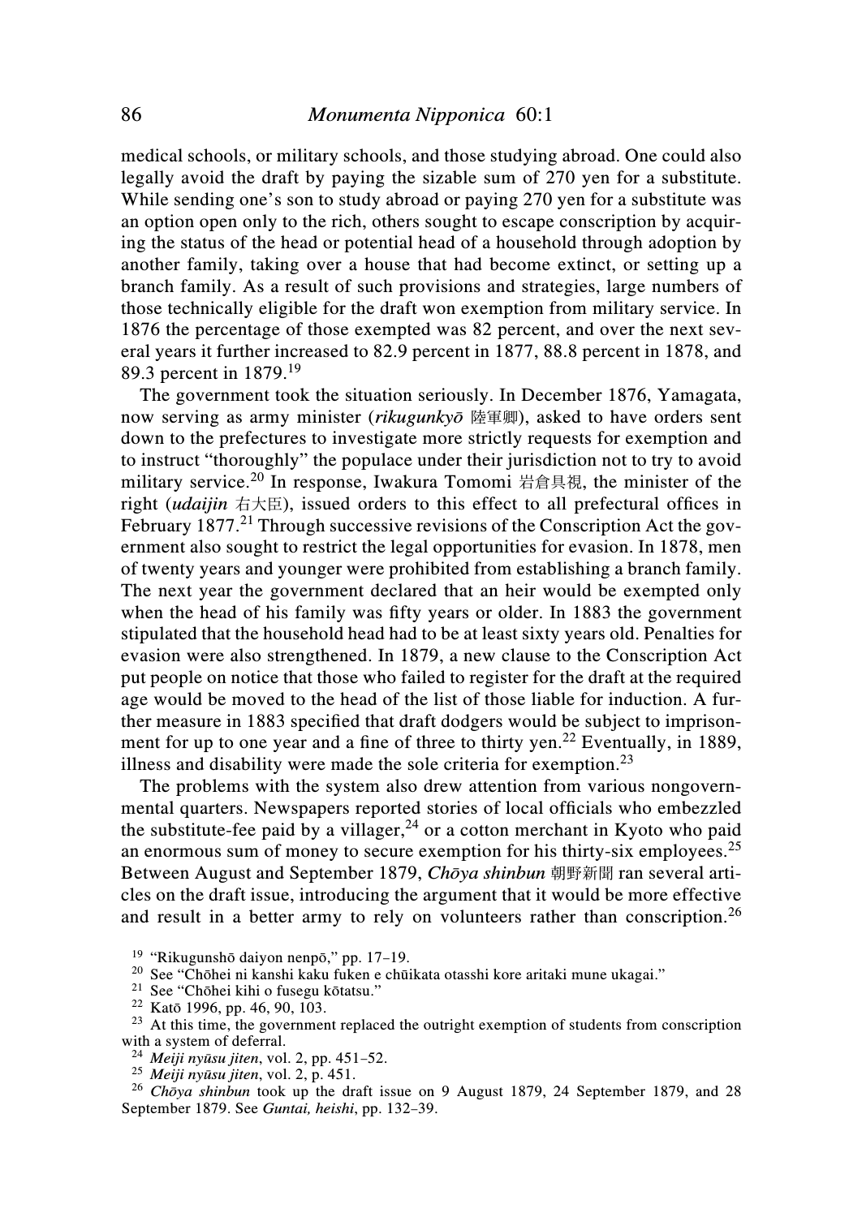medical schools, or military schools, and those studying abroad. One could also legally avoid the draft by paying the sizable sum of 270 yen for a substitute. While sending one's son to study abroad or paying 270 yen for a substitute was an option open only to the rich, others sought to escape conscription by acquiring the status of the head or potential head of a household through adoption by another family, taking over a house that had become extinct, or setting up a branch family. As a result of such provisions and strategies, large numbers of those technically eligible for the draft won exemption from military service. In 1876 the percentage of those exempted was 82 percent, and over the next several years it further increased to 82.9 percent in 1877, 88.8 percent in 1878, and 89.3 percent in 1879.[19]

The government took the situation seriously. In December 1876, Yamagata, now serving as army minister (*rikugunkyō* 陸軍卿), asked to have orders sent down to the prefectures to investigate more strictly requests for exemption and to instruct "thoroughly" the populace under their jurisdiction not to try to avoid military service.[20] In response, Iwakura Tomomi 岩倉具視, the minister of the right (*udaijin* 右大臣), issued orders to this effect to all prefectural offices in February 1877.[21] Through successive revisions of the Conscription Act the government also sought to restrict the legal opportunities for evasion. In 1878, men of twenty years and younger were prohibited from establishing a branch family. The next year the government declared that an heir would be exempted only when the head of his family was fifty years or older. In 1883 the government stipulated that the household head had to be at least sixty years old. Penalties for evasion were also strengthened. In 1879, a new clause to the Conscription Act put people on notice that those who failed to register for the draft at the required age would be moved to the head of the list of those liable for induction. A further measure in 1883 specified that draft dodgers would be subject to imprisonment for up to one year and a fine of three to thirty yen.[22] Eventually, in 1889, illness and disability were made the sole criteria for exemption.[23]

The problems with the system also drew attention from various nongovernmental quarters. Newspapers reported stories of local officials who embezzled the substitute-fee paid by a villager,[24] or a cotton merchant in Kyoto who paid an enormous sum of money to secure exemption for his thirty-six employees.[25] Between August and September 1879, *Chōya shinbun* 朝野新聞 ran several articles on the draft issue, introducing the argument that it would be more effective and result in a better army to rely on volunteers rather than conscription.[26]

[19] "Rikugunshō daiyon nenpō," pp. 17–19.

[20] See "Chōhei ni kanshi kaku fuken e chūikata otasshi kore aritaki mune ukagai."

[21] See "Chōhei kihi o fusegu kōtatsu."

[22] Katō 1996, pp. 46, 90, 103.

[23] At this time, the government replaced the outright exemption of students from conscription with a system of deferral.

[24] *Meiji nyūsu jiten*, vol. 2, pp. 451–52.

[25] *Meiji nyūsu jiten*, vol. 2, p. 451.

[26] *Chōya shinbun* took up the draft issue on 9 August 1879, 24 September 1879, and 28 September 1879. See *Guntai, heishi*, pp. 132–39.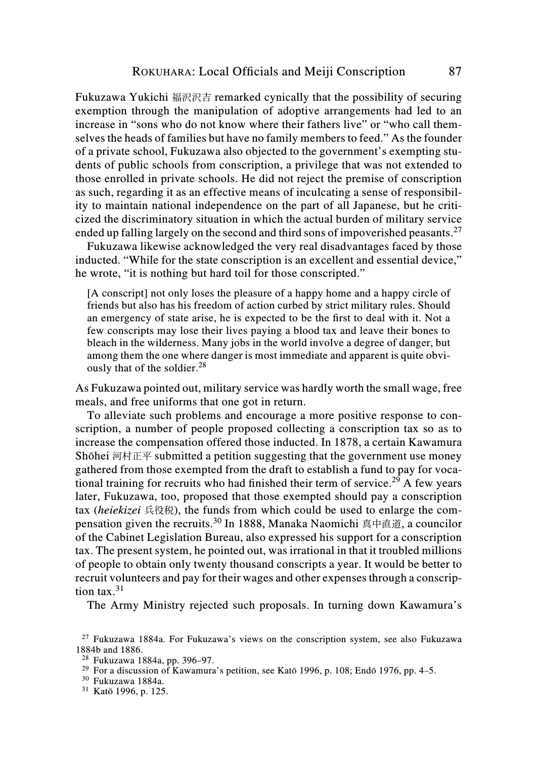Fukuzawa Yukichi 福沢沢吉 remarked cynically that the possibility of securing exemption through the manipulation of adoptive arrangements had led to an increase in "sons who do not know where their fathers live" or "who call themselves the heads of families but have no family members to feed." As the founder of a private school, Fukuzawa also objected to the government's exempting students of public schools from conscription, a privilege that was not extended to those enrolled in private schools. He did not reject the premise of conscription as such, regarding it as an effective means of inculcating a sense of responsibility to maintain national independence on the part of all Japanese, but he criticized the discriminatory situation in which the actual burden of military service ended up falling largely on the second and third sons of impoverished peasants.[27]

Fukuzawa likewise acknowledged the very real disadvantages faced by those inducted. "While for the state conscription is an excellent and essential device," he wrote, "it is nothing but hard toil for those conscripted."

> [A conscript] not only loses the pleasure of a happy home and a happy circle of friends but also has his freedom of action curbed by strict military rules. Should an emergency of state arise, he is expected to be the first to deal with it. Not a few conscripts may lose their lives paying a blood tax and leave their bones to bleach in the wilderness. Many jobs in the world involve a degree of danger, but among them the one where danger is most immediate and apparent is quite obviously that of the soldier.[28]

As Fukuzawa pointed out, military service was hardly worth the small wage, free meals, and free uniforms that one got in return.

To alleviate such problems and encourage a more positive response to conscription, a number of people proposed collecting a conscription tax so as to increase the compensation offered those inducted. In 1878, a certain Kawamura Shōhei 河村正平 submitted a petition suggesting that the government use money gathered from those exempted from the draft to establish a fund to pay for vocational training for recruits who had finished their term of service.[29] A few years later, Fukuzawa, too, proposed that those exempted should pay a conscription tax (*heiekizei* 兵役税), the funds from which could be used to enlarge the compensation given the recruits.[30] In 1888, Manaka Naomichi 真中直道, a councilor of the Cabinet Legislation Bureau, also expressed his support for a conscription tax. The present system, he pointed out, was irrational in that it troubled millions of people to obtain only twenty thousand conscripts a year. It would be better to recruit volunteers and pay for their wages and other expenses through a conscription tax.[31]

The Army Ministry rejected such proposals. In turning down Kawamura's

[27] Fukuzawa 1884a. For Fukuzawa's views on the conscription system, see also Fukuzawa 1884b and 1886.

[28] Fukuzawa 1884a, pp. 396–97.

[29] For a discussion of Kawamura's petition, see Katō 1996, p. 108; Endō 1976, pp. 4–5.

[30] Fukuzawa 1884a.

[31] Katō 1996, p. 125.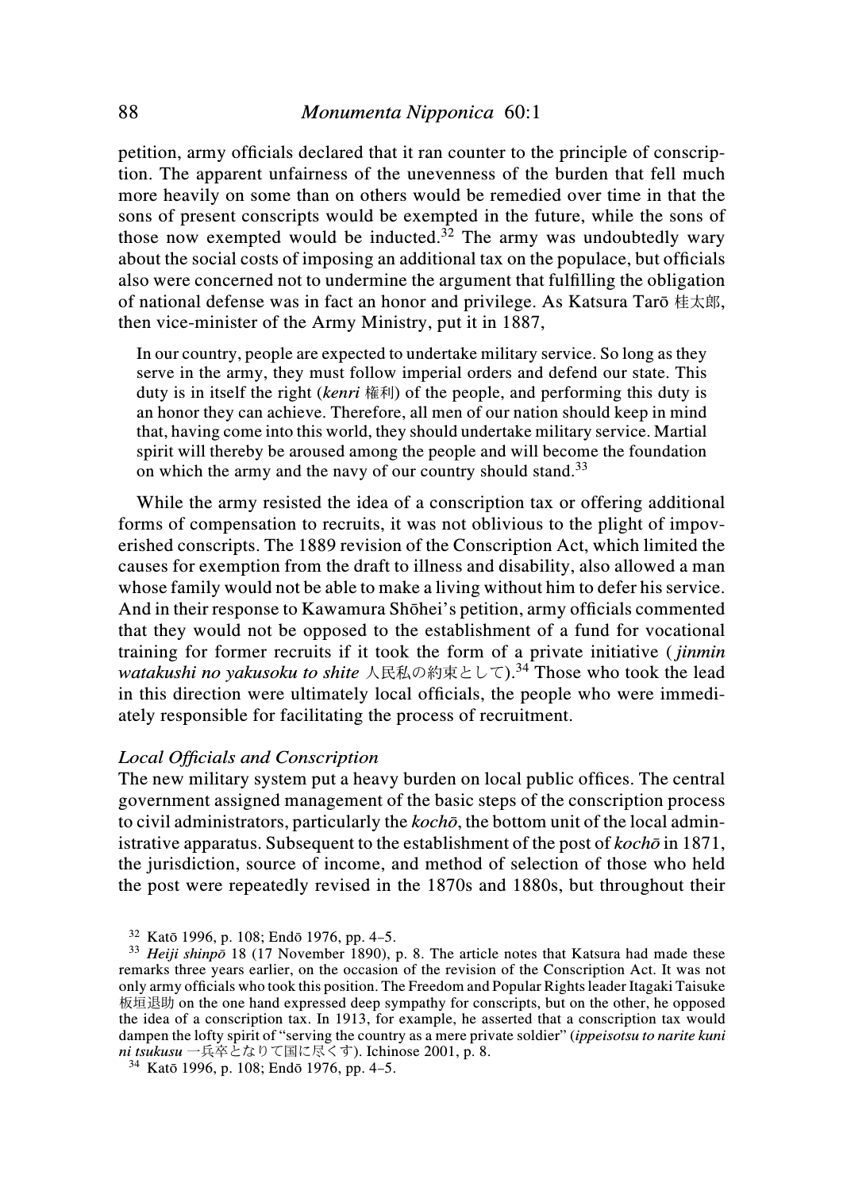petition, army officials declared that it ran counter to the principle of conscription. The apparent unfairness of the unevenness of the burden that fell much more heavily on some than on others would be remedied over time in that the sons of present conscripts would be exempted in the future, while the sons of those now exempted would be inducted.[32] The army was undoubtedly wary about the social costs of imposing an additional tax on the populace, but officials also were concerned not to undermine the argument that fulfilling the obligation of national defense was in fact an honor and privilege. As Katsura Tarō 桂太郎, then vice-minister of the Army Ministry, put it in 1887,

> In our country, people are expected to undertake military service. So long as they serve in the army, they must follow imperial orders and defend our state. This duty is in itself the right (*kenri* 権利) of the people, and performing this duty is an honor they can achieve. Therefore, all men of our nation should keep in mind that, having come into this world, they should undertake military service. Martial spirit will thereby be aroused among the people and will become the foundation on which the army and the navy of our country should stand.[33]

While the army resisted the idea of a conscription tax or offering additional forms of compensation to recruits, it was not oblivious to the plight of impoverished conscripts. The 1889 revision of the Conscription Act, which limited the causes for exemption from the draft to illness and disability, also allowed a man whose family would not be able to make a living without him to defer his service. And in their response to Kawamura Shōhei's petition, army officials commented that they would not be opposed to the establishment of a fund for vocational training for former recruits if it took the form of a private initiative (*jinmin watakushi no yakusoku to shite* 人民私の約束として).[34] Those who took the lead in this direction were ultimately local officials, the people who were immediately responsible for facilitating the process of recruitment.

### *Local Officials and Conscription*

The new military system put a heavy burden on local public offices. The central government assigned management of the basic steps of the conscription process to civil administrators, particularly the *kochō*, the bottom unit of the local administrative apparatus. Subsequent to the establishment of the post of *kochō* in 1871, the jurisdiction, source of income, and method of selection of those who held the post were repeatedly revised in the 1870s and 1880s, but throughout their

---

[32] Katō 1996, p. 108; Endō 1976, pp. 4–5.

[33] *Heiji shinpō* 18 (17 November 1890), p. 8. The article notes that Katsura had made these remarks three years earlier, on the occasion of the revision of the Conscription Act. It was not only army officials who took this position. The Freedom and Popular Rights leader Itagaki Taisuke 板垣退助 on the one hand expressed deep sympathy for conscripts, but on the other, he opposed the idea of a conscription tax. In 1913, for example, he asserted that a conscription tax would dampen the lofty spirit of "serving the country as a mere private soldier" (*ippeisotsu to narite kuni ni tsukusu* 一兵卒となりて国に尽くす). Ichinose 2001, p. 8.

[34] Katō 1996, p. 108; Endō 1976, pp. 4–5.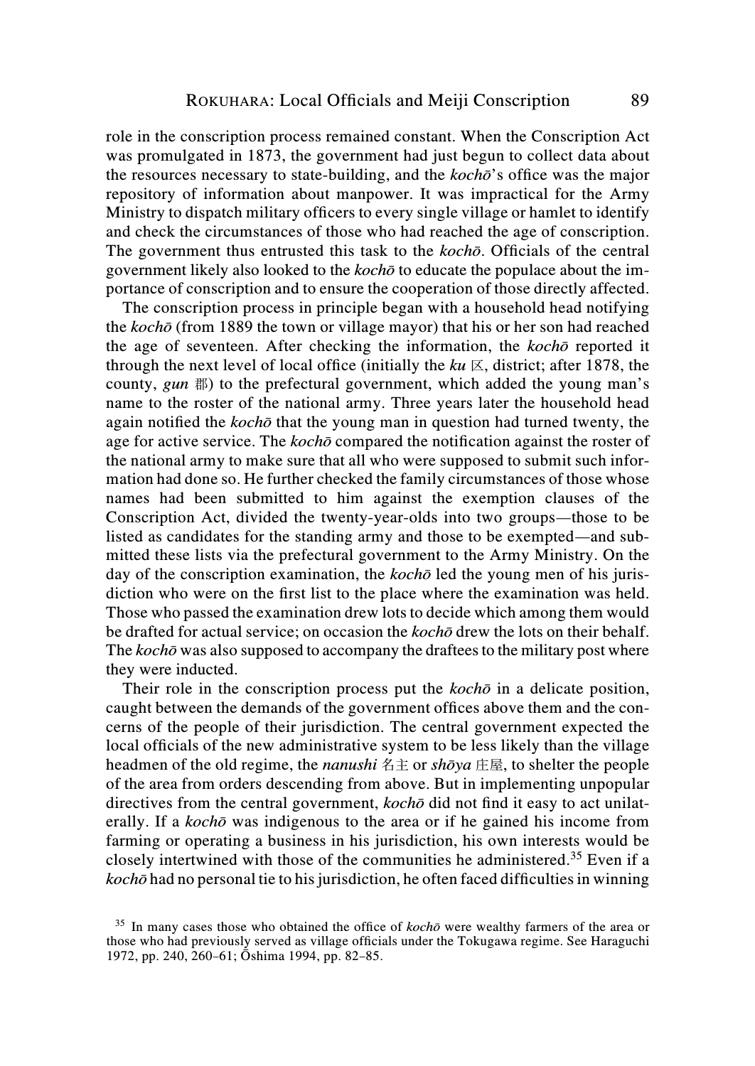role in the conscription process remained constant. When the Conscription Act was promulgated in 1873, the government had just begun to collect data about the resources necessary to state-building, and the *kochō*'s office was the major repository of information about manpower. It was impractical for the Army Ministry to dispatch military officers to every single village or hamlet to identify and check the circumstances of those who had reached the age of conscription. The government thus entrusted this task to the *kochō*. Officials of the central government likely also looked to the *kochō* to educate the populace about the importance of conscription and to ensure the cooperation of those directly affected.

The conscription process in principle began with a household head notifying the *kochō* (from 1889 the town or village mayor) that his or her son had reached the age of seventeen. After checking the information, the *kochō* reported it through the next level of local office (initially the *ku* 区, district; after 1878, the county, *gun* 郡) to the prefectural government, which added the young man's name to the roster of the national army. Three years later the household head again notified the *kochō* that the young man in question had turned twenty, the age for active service. The *kochō* compared the notification against the roster of the national army to make sure that all who were supposed to submit such information had done so. He further checked the family circumstances of those whose names had been submitted to him against the exemption clauses of the Conscription Act, divided the twenty-year-olds into two groups—those to be listed as candidates for the standing army and those to be exempted—and submitted these lists via the prefectural government to the Army Ministry. On the day of the conscription examination, the *kochō* led the young men of his jurisdiction who were on the first list to the place where the examination was held. Those who passed the examination drew lots to decide which among them would be drafted for actual service; on occasion the *kochō* drew the lots on their behalf. The *kochō* was also supposed to accompany the draftees to the military post where they were inducted.

Their role in the conscription process put the *kochō* in a delicate position, caught between the demands of the government offices above them and the concerns of the people of their jurisdiction. The central government expected the local officials of the new administrative system to be less likely than the village headmen of the old regime, the *nanushi* 名主 or *shōya* 庄屋, to shelter the people of the area from orders descending from above. But in implementing unpopular directives from the central government, *kochō* did not find it easy to act unilaterally. If a *kochō* was indigenous to the area or if he gained his income from farming or operating a business in his jurisdiction, his own interests would be closely intertwined with those of the communities he administered.[35] Even if a *kochō* had no personal tie to his jurisdiction, he often faced difficulties in winning

[35] In many cases those who obtained the office of *kochō* were wealthy farmers of the area or those who had previously served as village officials under the Tokugawa regime. See Haraguchi 1972, pp. 240, 260–61; Ōshima 1994, pp. 82–85.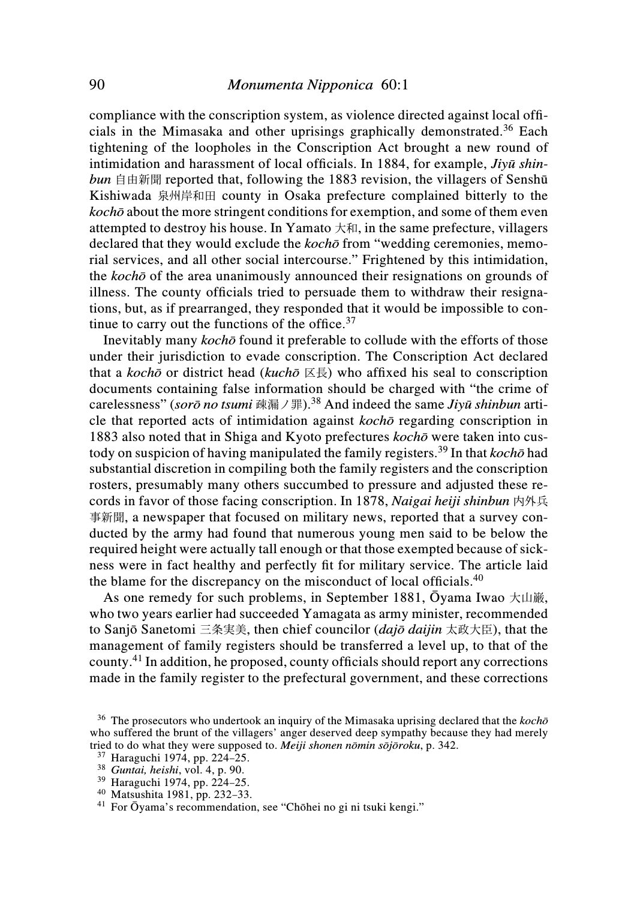compliance with the conscription system, as violence directed against local officials in the Mimasaka and other uprisings graphically demonstrated.[36] Each tightening of the loopholes in the Conscription Act brought a new round of intimidation and harassment of local officials. In 1884, for example, *Jiyū shinbun* 自由新聞 reported that, following the 1883 revision, the villagers of Senshū Kishiwada 泉州岸和田 county in Osaka prefecture complained bitterly to the *kochō* about the more stringent conditions for exemption, and some of them even attempted to destroy his house. In Yamato 大和, in the same prefecture, villagers declared that they would exclude the *kochō* from "wedding ceremonies, memorial services, and all other social intercourse." Frightened by this intimidation, the *kochō* of the area unanimously announced their resignations on grounds of illness. The county officials tried to persuade them to withdraw their resignations, but, as if prearranged, they responded that it would be impossible to continue to carry out the functions of the office.[37]

Inevitably many *kochō* found it preferable to collude with the efforts of those under their jurisdiction to evade conscription. The Conscription Act declared that a *kochō* or district head (*kuchō* 区長) who affixed his seal to conscription documents containing false information should be charged with "the crime of carelessness" (*sorō no tsumi* 疎漏ノ罪).[38] And indeed the same *Jiyū shinbun* article that reported acts of intimidation against *kochō* regarding conscription in 1883 also noted that in Shiga and Kyoto prefectures *kochō* were taken into custody on suspicion of having manipulated the family registers.[39] In that *kochō* had substantial discretion in compiling both the family registers and the conscription rosters, presumably many others succumbed to pressure and adjusted these records in favor of those facing conscription. In 1878, *Naigai heiji shinbun* 内外兵事新聞, a newspaper that focused on military news, reported that a survey conducted by the army had found that numerous young men said to be below the required height were actually tall enough or that those exempted because of sickness were in fact healthy and perfectly fit for military service. The article laid the blame for the discrepancy on the misconduct of local officials.[40]

As one remedy for such problems, in September 1881, Ōyama Iwao 大山巌, who two years earlier had succeeded Yamagata as army minister, recommended to Sanjō Sanetomi 三条実美, then chief councilor (*dajō daijin* 太政大臣), that the management of family registers should be transferred a level up, to that of the county.[41] In addition, he proposed, county officials should report any corrections made in the family register to the prefectural government, and these corrections

---

[36] The prosecutors who undertook an inquiry of the Mimasaka uprising declared that the *kochō* who suffered the brunt of the villagers' anger deserved deep sympathy because they had merely tried to do what they were supposed to. *Meiji shonen nōmin sōjōroku*, p. 342.

[37] Haraguchi 1974, pp. 224–25.

[38] *Guntai, heishi*, vol. 4, p. 90.

[39] Haraguchi 1974, pp. 224–25.

[40] Matsushita 1981, pp. 232–33.

[41] For Ōyama's recommendation, see "Chōhei no gi ni tsuki kengi."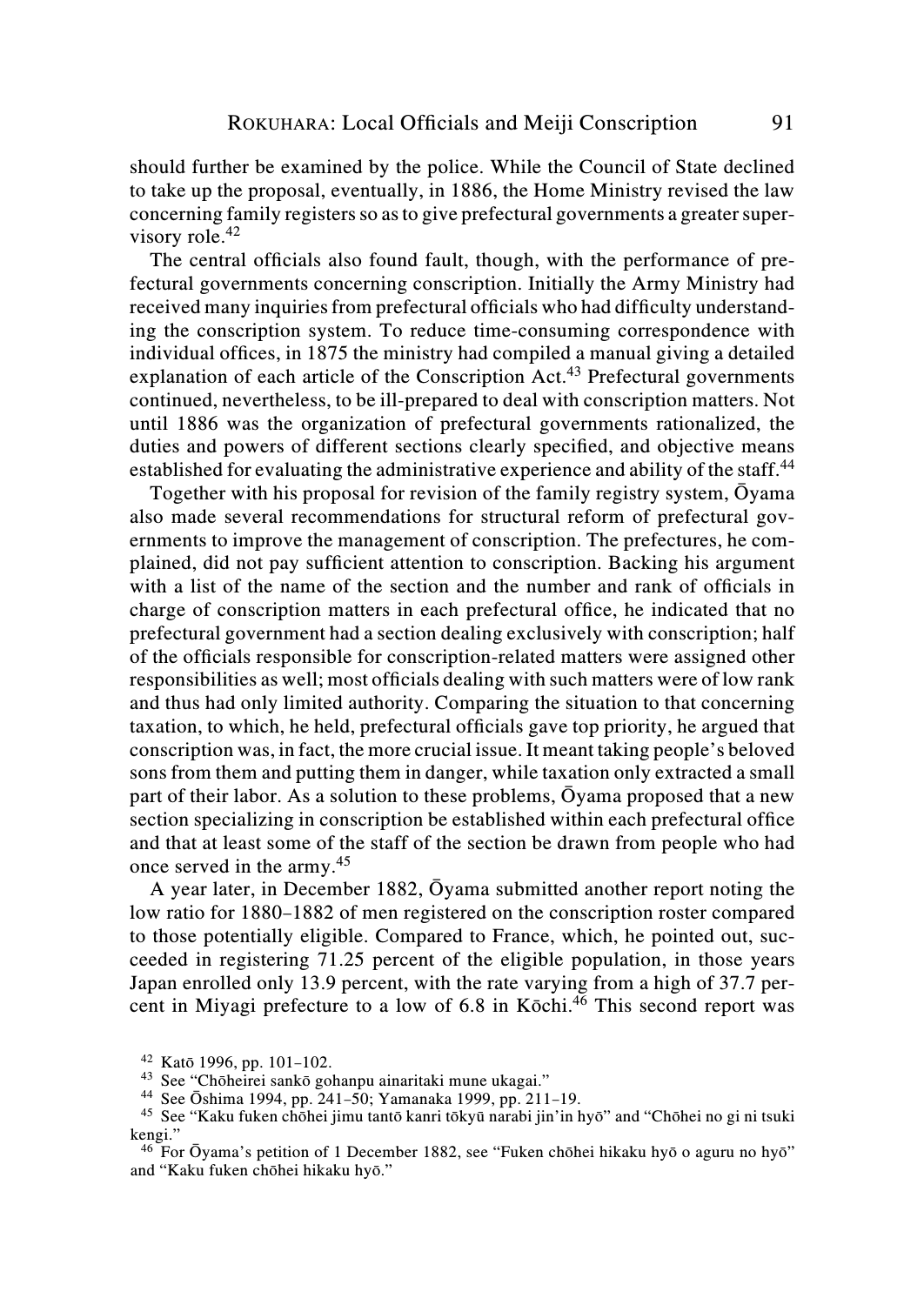should further be examined by the police. While the Council of State declined to take up the proposal, eventually, in 1886, the Home Ministry revised the law concerning family registers so as to give prefectural governments a greater supervisory role.[42]

The central officials also found fault, though, with the performance of prefectural governments concerning conscription. Initially the Army Ministry had received many inquiries from prefectural officials who had difficulty understanding the conscription system. To reduce time-consuming correspondence with individual offices, in 1875 the ministry had compiled a manual giving a detailed explanation of each article of the Conscription Act.[43] Prefectural governments continued, nevertheless, to be ill-prepared to deal with conscription matters. Not until 1886 was the organization of prefectural governments rationalized, the duties and powers of different sections clearly specified, and objective means established for evaluating the administrative experience and ability of the staff.[44]

Together with his proposal for revision of the family registry system, Ōyama also made several recommendations for structural reform of prefectural governments to improve the management of conscription. The prefectures, he complained, did not pay sufficient attention to conscription. Backing his argument with a list of the name of the section and the number and rank of officials in charge of conscription matters in each prefectural office, he indicated that no prefectural government had a section dealing exclusively with conscription; half of the officials responsible for conscription-related matters were assigned other responsibilities as well; most officials dealing with such matters were of low rank and thus had only limited authority. Comparing the situation to that concerning taxation, to which, he held, prefectural officials gave top priority, he argued that conscription was, in fact, the more crucial issue. It meant taking people's beloved sons from them and putting them in danger, while taxation only extracted a small part of their labor. As a solution to these problems, Ōyama proposed that a new section specializing in conscription be established within each prefectural office and that at least some of the staff of the section be drawn from people who had once served in the army.[45]

A year later, in December 1882, Ōyama submitted another report noting the low ratio for 1880–1882 of men registered on the conscription roster compared to those potentially eligible. Compared to France, which, he pointed out, succeeded in registering 71.25 percent of the eligible population, in those years Japan enrolled only 13.9 percent, with the rate varying from a high of 37.7 percent in Miyagi prefecture to a low of 6.8 in Kōchi.[46] This second report was

[42] Katō 1996, pp. 101–102.

[43] See "Chōheirei sankō gohanpu ainaritaki mune ukagai."

[44] See Ōshima 1994, pp. 241–50; Yamanaka 1999, pp. 211–19.

[45] See "Kaku fuken chōhei jimu tantō kanri tōkyū narabi jin'in hyō" and "Chōhei no gi ni tsuki kengi."

[46] For Ōyama's petition of 1 December 1882, see "Fuken chōhei hikaku hyō o aguru no hyō" and "Kaku fuken chōhei hikaku hyō."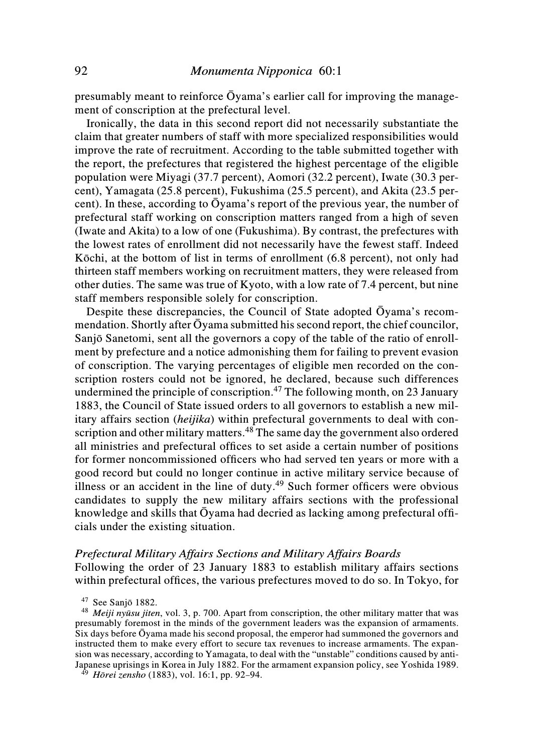presumably meant to reinforce Ōyama's earlier call for improving the management of conscription at the prefectural level.

Ironically, the data in this second report did not necessarily substantiate the claim that greater numbers of staff with more specialized responsibilities would improve the rate of recruitment. According to the table submitted together with the report, the prefectures that registered the highest percentage of the eligible population were Miyagi (37.7 percent), Aomori (32.2 percent), Iwate (30.3 percent), Yamagata (25.8 percent), Fukushima (25.5 percent), and Akita (23.5 percent). In these, according to Ōyama's report of the previous year, the number of prefectural staff working on conscription matters ranged from a high of seven (Iwate and Akita) to a low of one (Fukushima). By contrast, the prefectures with the lowest rates of enrollment did not necessarily have the fewest staff. Indeed Kōchi, at the bottom of list in terms of enrollment (6.8 percent), not only had thirteen staff members working on recruitment matters, they were released from other duties. The same was true of Kyoto, with a low rate of 7.4 percent, but nine staff members responsible solely for conscription.

Despite these discrepancies, the Council of State adopted Ōyama's recommendation. Shortly after Ōyama submitted his second report, the chief councilor, Sanjō Sanetomi, sent all the governors a copy of the table of the ratio of enrollment by prefecture and a notice admonishing them for failing to prevent evasion of conscription. The varying percentages of eligible men recorded on the conscription rosters could not be ignored, he declared, because such differences undermined the principle of conscription.[47] The following month, on 23 January 1883, the Council of State issued orders to all governors to establish a new military affairs section (*heijika*) within prefectural governments to deal with conscription and other military matters.[48] The same day the government also ordered all ministries and prefectural offices to set aside a certain number of positions for former noncommissioned officers who had served ten years or more with a good record but could no longer continue in active military service because of illness or an accident in the line of duty.[49] Such former officers were obvious candidates to supply the new military affairs sections with the professional knowledge and skills that Ōyama had decried as lacking among prefectural officials under the existing situation.

### *Prefectural Military Affairs Sections and Military Affairs Boards*

Following the order of 23 January 1883 to establish military affairs sections within prefectural offices, the various prefectures moved to do so. In Tokyo, for

---

[47] See Sanjō 1882.

[48] *Meiji nyūsu jiten*, vol. 3, p. 700. Apart from conscription, the other military matter that was presumably foremost in the minds of the government leaders was the expansion of armaments. Six days before Ōyama made his second proposal, the emperor had summoned the governors and instructed them to make every effort to secure tax revenues to increase armaments. The expansion was necessary, according to Yamagata, to deal with the "unstable" conditions caused by anti-Japanese uprisings in Korea in July 1882. For the armament expansion policy, see Yoshida 1989.

[49] *Hōrei zensho* (1883), vol. 16:1, pp. 92–94.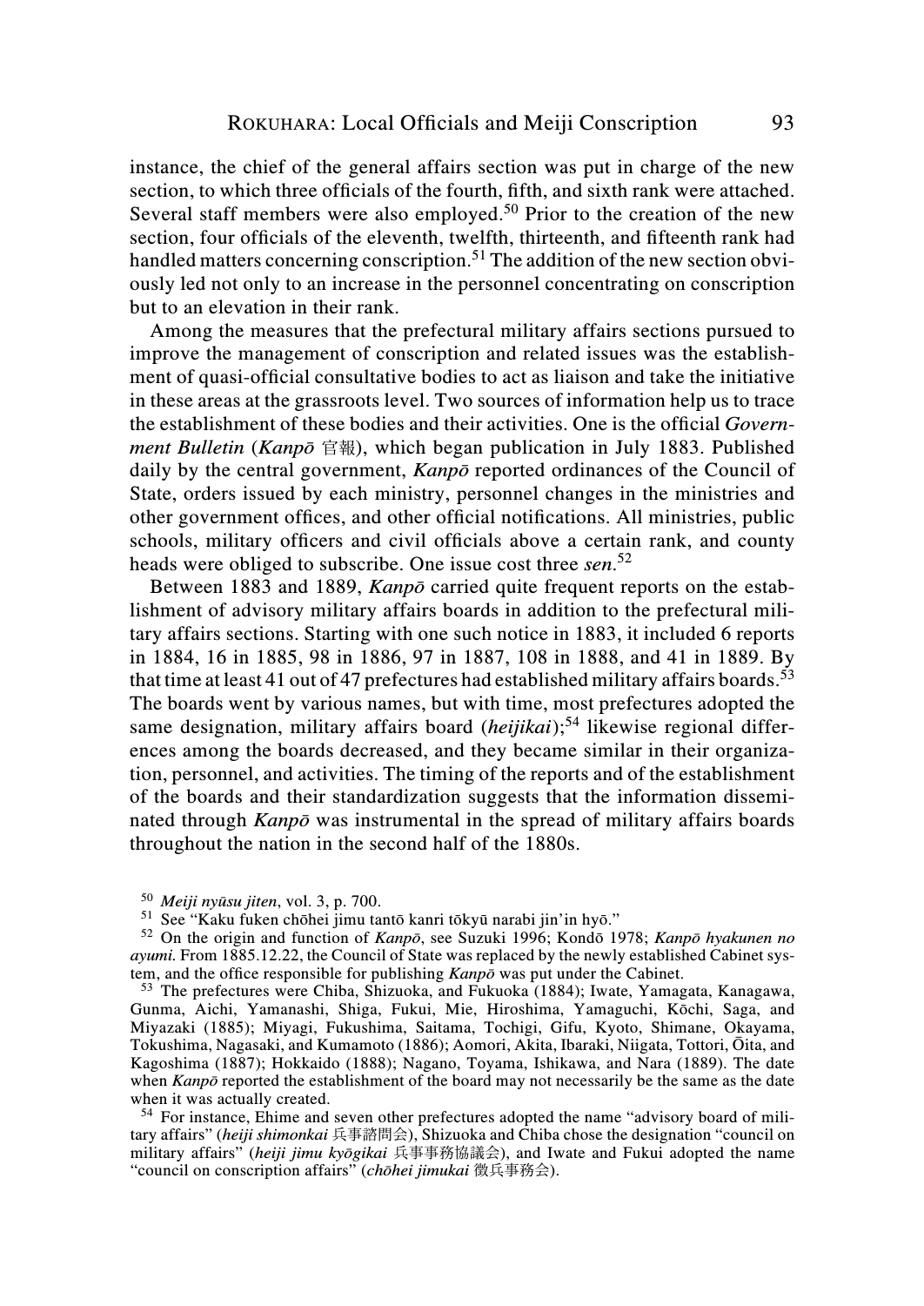instance, the chief of the general affairs section was put in charge of the new section, to which three officials of the fourth, fifth, and sixth rank were attached. Several staff members were also employed.[50] Prior to the creation of the new section, four officials of the eleventh, twelfth, thirteenth, and fifteenth rank had handled matters concerning conscription.[51] The addition of the new section obviously led not only to an increase in the personnel concentrating on conscription but to an elevation in their rank.

Among the measures that the prefectural military affairs sections pursued to improve the management of conscription and related issues was the establishment of quasi-official consultative bodies to act as liaison and take the initiative in these areas at the grassroots level. Two sources of information help us to trace the establishment of these bodies and their activities. One is the official *Government Bulletin* (*Kanpō* 官報), which began publication in July 1883. Published daily by the central government, *Kanpō* reported ordinances of the Council of State, orders issued by each ministry, personnel changes in the ministries and other government offices, and other official notifications. All ministries, public schools, military officers and civil officials above a certain rank, and county heads were obliged to subscribe. One issue cost three *sen*.[52]

Between 1883 and 1889, *Kanpō* carried quite frequent reports on the establishment of advisory military affairs boards in addition to the prefectural military affairs sections. Starting with one such notice in 1883, it included 6 reports in 1884, 16 in 1885, 98 in 1886, 97 in 1887, 108 in 1888, and 41 in 1889. By that time at least 41 out of 47 prefectures had established military affairs boards.[53] The boards went by various names, but with time, most prefectures adopted the same designation, military affairs board (*heijikai*);[54] likewise regional differences among the boards decreased, and they became similar in their organization, personnel, and activities. The timing of the reports and of the establishment of the boards and their standardization suggests that the information disseminated through *Kanpō* was instrumental in the spread of military affairs boards throughout the nation in the second half of the 1880s.

[50] *Meiji nyūsu jiten*, vol. 3, p. 700.

[51] See "Kaku fuken chōhei jimu tantō kanri tōkyū narabi jin'in hyō."

[52] On the origin and function of *Kanpō*, see Suzuki 1996; Kondō 1978; *Kanpō hyakunen no ayumi*. From 1885.12.22, the Council of State was replaced by the newly established Cabinet system, and the office responsible for publishing *Kanpō* was put under the Cabinet.

[53] The prefectures were Chiba, Shizuoka, and Fukuoka (1884); Iwate, Yamagata, Kanagawa, Gunma, Aichi, Yamanashi, Shiga, Fukui, Mie, Hiroshima, Yamaguchi, Kōchi, Saga, and Miyazaki (1885); Miyagi, Fukushima, Saitama, Tochigi, Gifu, Kyoto, Shimane, Okayama, Tokushima, Nagasaki, and Kumamoto (1886); Aomori, Akita, Ibaraki, Niigata, Tottori, Ōita, and Kagoshima (1887); Hokkaido (1888); Nagano, Toyama, Ishikawa, and Nara (1889). The date when *Kanpō* reported the establishment of the board may not necessarily be the same as the date when it was actually created.

[54] For instance, Ehime and seven other prefectures adopted the name "advisory board of military affairs" (*heiji shimonkai* 兵事諮問会), Shizuoka and Chiba chose the designation "council on military affairs" (*heiji jimu kyōgikai* 兵事事務協議会), and Iwate and Fukui adopted the name "council on conscription affairs" (*chōhei jimukai* 徵兵事務会).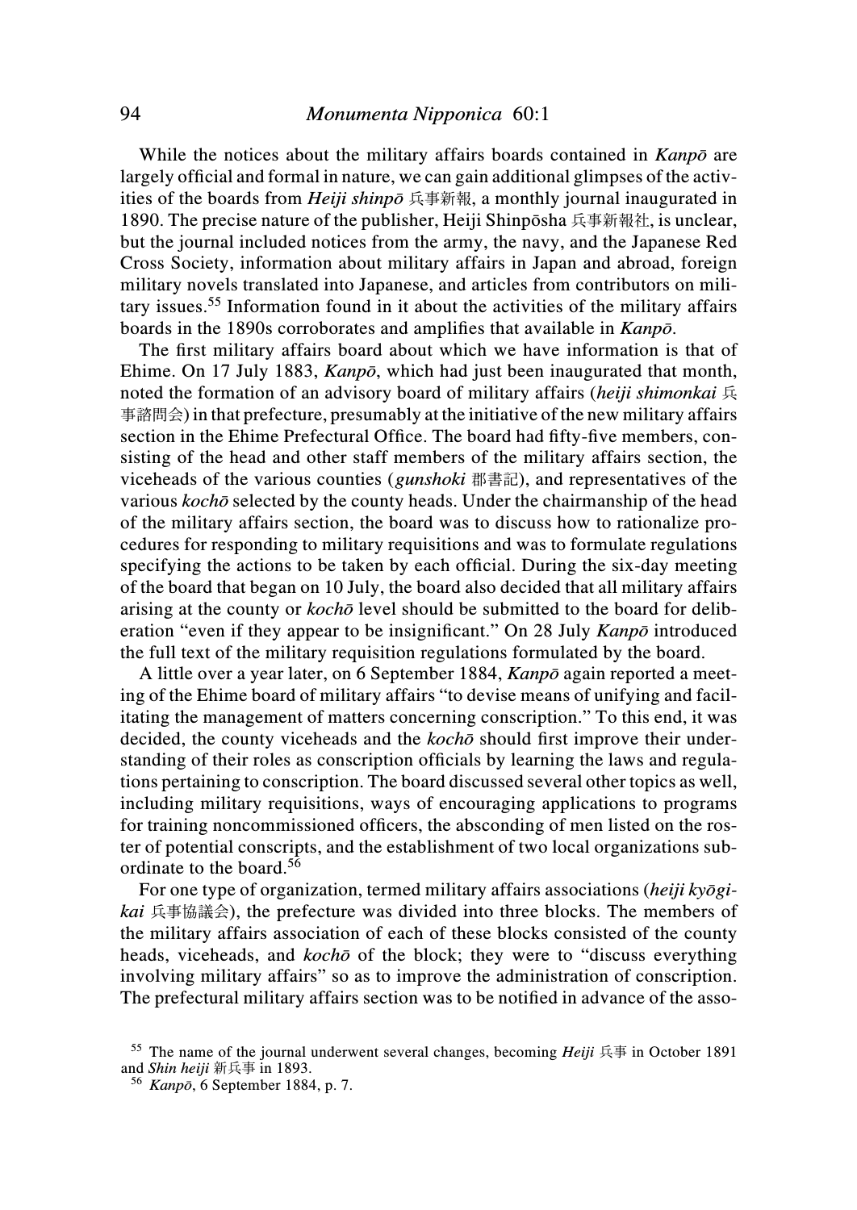While the notices about the military affairs boards contained in *Kanpō* are largely official and formal in nature, we can gain additional glimpses of the activities of the boards from *Heiji shinpō* 兵事新報, a monthly journal inaugurated in 1890. The precise nature of the publisher, Heiji Shinpōsha 兵事新報社, is unclear, but the journal included notices from the army, the navy, and the Japanese Red Cross Society, information about military affairs in Japan and abroad, foreign military novels translated into Japanese, and articles from contributors on military issues.[55] Information found in it about the activities of the military affairs boards in the 1890s corroborates and amplifies that available in *Kanpō*.

The first military affairs board about which we have information is that of Ehime. On 17 July 1883, *Kanpō*, which had just been inaugurated that month, noted the formation of an advisory board of military affairs (*heiji shimonkai* 兵事諮問会) in that prefecture, presumably at the initiative of the new military affairs section in the Ehime Prefectural Office. The board had fifty-five members, consisting of the head and other staff members of the military affairs section, the viceheads of the various counties (*gunshoki* 郡書記), and representatives of the various *kochō* selected by the county heads. Under the chairmanship of the head of the military affairs section, the board was to discuss how to rationalize procedures for responding to military requisitions and was to formulate regulations specifying the actions to be taken by each official. During the six-day meeting of the board that began on 10 July, the board also decided that all military affairs arising at the county or *kochō* level should be submitted to the board for deliberation "even if they appear to be insignificant." On 28 July *Kanpō* introduced the full text of the military requisition regulations formulated by the board.

A little over a year later, on 6 September 1884, *Kanpō* again reported a meeting of the Ehime board of military affairs "to devise means of unifying and facilitating the management of matters concerning conscription." To this end, it was decided, the county viceheads and the *kochō* should first improve their understanding of their roles as conscription officials by learning the laws and regulations pertaining to conscription. The board discussed several other topics as well, including military requisitions, ways of encouraging applications to programs for training noncommissioned officers, the absconding of men listed on the roster of potential conscripts, and the establishment of two local organizations subordinate to the board.[56]

For one type of organization, termed military affairs associations (*heiji kyōgikai* 兵事協議会), the prefecture was divided into three blocks. The members of the military affairs association of each of these blocks consisted of the county heads, viceheads, and *kochō* of the block; they were to "discuss everything involving military affairs" so as to improve the administration of conscription. The prefectural military affairs section was to be notified in advance of the asso-

[55] The name of the journal underwent several changes, becoming *Heiji* 兵事 in October 1891 and *Shin heiji* 新兵事 in 1893.

[56] *Kanpō*, 6 September 1884, p. 7.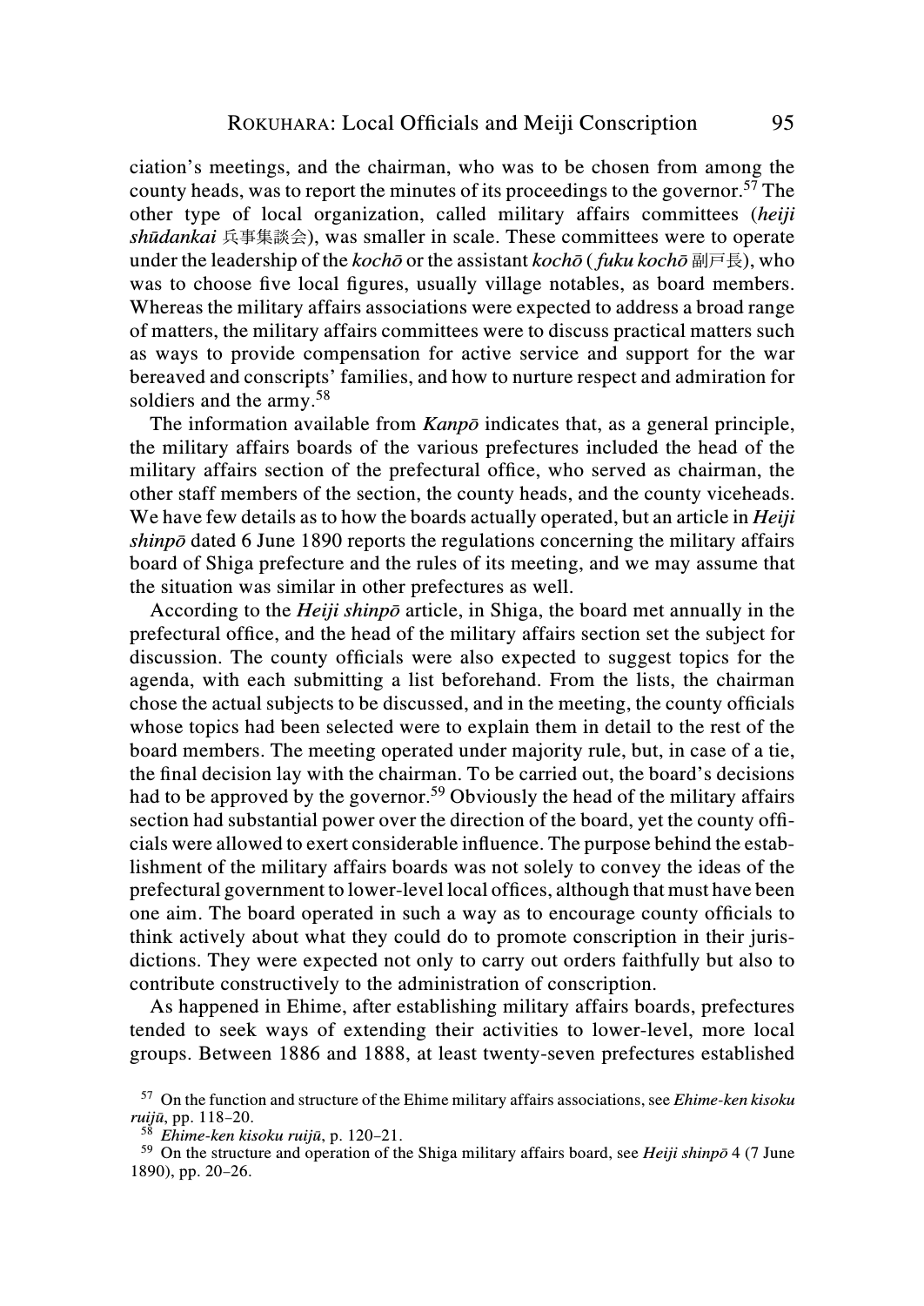ciation's meetings, and the chairman, who was to be chosen from among the county heads, was to report the minutes of its proceedings to the governor.[57] The other type of local organization, called military affairs committees (*heiji shūdankai* 兵事集談会), was smaller in scale. These committees were to operate under the leadership of the *kochō* or the assistant *kochō* (*fuku kochō* 副戸長), who was to choose five local figures, usually village notables, as board members. Whereas the military affairs associations were expected to address a broad range of matters, the military affairs committees were to discuss practical matters such as ways to provide compensation for active service and support for the war bereaved and conscripts' families, and how to nurture respect and admiration for soldiers and the army.[58]

The information available from *Kanpō* indicates that, as a general principle, the military affairs boards of the various prefectures included the head of the military affairs section of the prefectural office, who served as chairman, the other staff members of the section, the county heads, and the county viceheads. We have few details as to how the boards actually operated, but an article in *Heiji shinpō* dated 6 June 1890 reports the regulations concerning the military affairs board of Shiga prefecture and the rules of its meeting, and we may assume that the situation was similar in other prefectures as well.

According to the *Heiji shinpō* article, in Shiga, the board met annually in the prefectural office, and the head of the military affairs section set the subject for discussion. The county officials were also expected to suggest topics for the agenda, with each submitting a list beforehand. From the lists, the chairman chose the actual subjects to be discussed, and in the meeting, the county officials whose topics had been selected were to explain them in detail to the rest of the board members. The meeting operated under majority rule, but, in case of a tie, the final decision lay with the chairman. To be carried out, the board's decisions had to be approved by the governor.[59] Obviously the head of the military affairs section had substantial power over the direction of the board, yet the county officials were allowed to exert considerable influence. The purpose behind the establishment of the military affairs boards was not solely to convey the ideas of the prefectural government to lower-level local offices, although that must have been one aim. The board operated in such a way as to encourage county officials to think actively about what they could do to promote conscription in their jurisdictions. They were expected not only to carry out orders faithfully but also to contribute constructively to the administration of conscription.

As happened in Ehime, after establishing military affairs boards, prefectures tended to seek ways of extending their activities to lower-level, more local groups. Between 1886 and 1888, at least twenty-seven prefectures established

[57] On the function and structure of the Ehime military affairs associations, see *Ehime-ken kisoku ruijū*, pp. 118–20.

[58] *Ehime-ken kisoku ruijū*, p. 120–21.

[59] On the structure and operation of the Shiga military affairs board, see *Heiji shinpō* 4 (7 June 1890), pp. 20–26.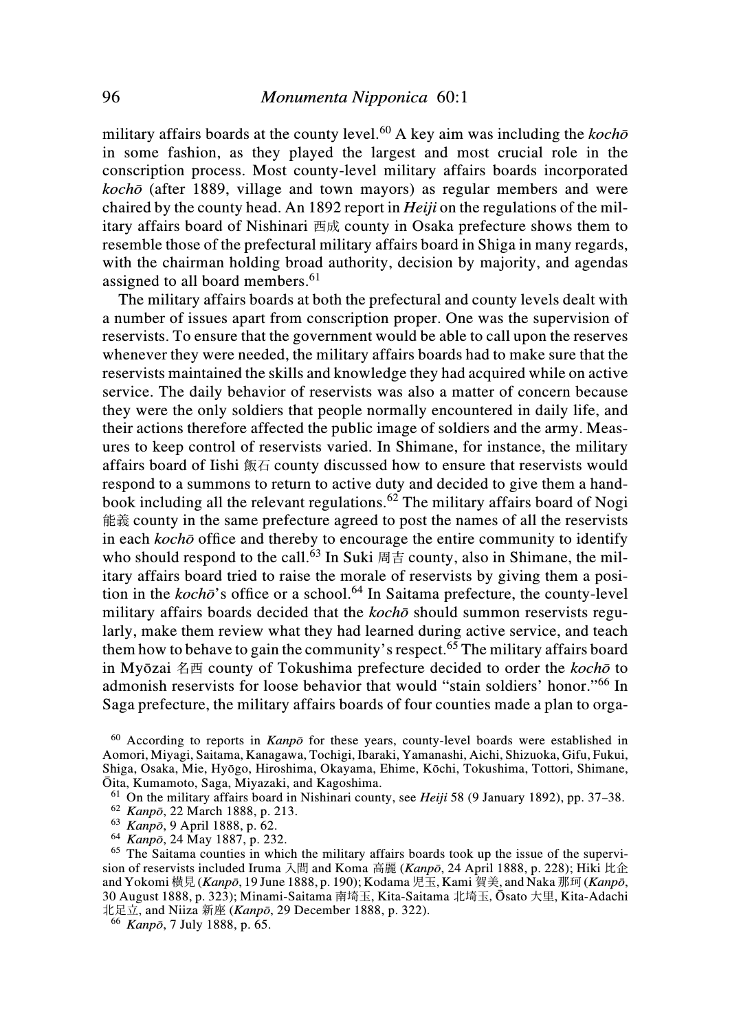military affairs boards at the county level.[60] A key aim was including the *kochō* in some fashion, as they played the largest and most crucial role in the conscription process. Most county-level military affairs boards incorporated *kochō* (after 1889, village and town mayors) as regular members and were chaired by the county head. An 1892 report in *Heiji* on the regulations of the military affairs board of Nishinari 西成 county in Osaka prefecture shows them to resemble those of the prefectural military affairs board in Shiga in many regards, with the chairman holding broad authority, decision by majority, and agendas assigned to all board members.[61]

The military affairs boards at both the prefectural and county levels dealt with a number of issues apart from conscription proper. One was the supervision of reservists. To ensure that the government would be able to call upon the reserves whenever they were needed, the military affairs boards had to make sure that the reservists maintained the skills and knowledge they had acquired while on active service. The daily behavior of reservists was also a matter of concern because they were the only soldiers that people normally encountered in daily life, and their actions therefore affected the public image of soldiers and the army. Measures to keep control of reservists varied. In Shimane, for instance, the military affairs board of Iishi 飯石 county discussed how to ensure that reservists would respond to a summons to return to active duty and decided to give them a handbook including all the relevant regulations.[62] The military affairs board of Nogi 能義 county in the same prefecture agreed to post the names of all the reservists in each *kochō* office and thereby to encourage the entire community to identify who should respond to the call.[63] In Suki 周吉 county, also in Shimane, the military affairs board tried to raise the morale of reservists by giving them a position in the *kochō*'s office or a school.[64] In Saitama prefecture, the county-level military affairs boards decided that the *kochō* should summon reservists regularly, make them review what they had learned during active service, and teach them how to behave to gain the community's respect.[65] The military affairs board in Myōzai 名西 county of Tokushima prefecture decided to order the *kochō* to admonish reservists for loose behavior that would "stain soldiers' honor."[66] In Saga prefecture, the military affairs boards of four counties made a plan to orga-

[60] According to reports in *Kanpō* for these years, county-level boards were established in Aomori, Miyagi, Saitama, Kanagawa, Tochigi, Ibaraki, Yamanashi, Aichi, Shizuoka, Gifu, Fukui, Shiga, Osaka, Mie, Hyōgo, Hiroshima, Okayama, Ehime, Kōchi, Tokushima, Tottori, Shimane, Ōita, Kumamoto, Saga, Miyazaki, and Kagoshima.

[61] On the military affairs board in Nishinari county, see *Heiji* 58 (9 January 1892), pp. 37–38.

[62] *Kanpō*, 22 March 1888, p. 213.

[63] *Kanpō*, 9 April 1888, p. 62.

[64] *Kanpō*, 24 May 1887, p. 232.

[65] The Saitama counties in which the military affairs boards took up the issue of the supervision of reservists included Iruma 入間 and Koma 高麗 (*Kanpō*, 24 April 1888, p. 228); Hiki 比企 and Yokomi 横見 (*Kanpō*, 19 June 1888, p. 190); Kodama 児玉, Kami 賀美, and Naka 那珂 (*Kanpō*, 30 August 1888, p. 323); Minami-Saitama 南埼玉, Kita-Saitama 北埼玉, Ōsato 大里, Kita-Adachi 北足立, and Niiza 新座 (*Kanpō*, 29 December 1888, p. 322).

[66] *Kanpō*, 7 July 1888, p. 65.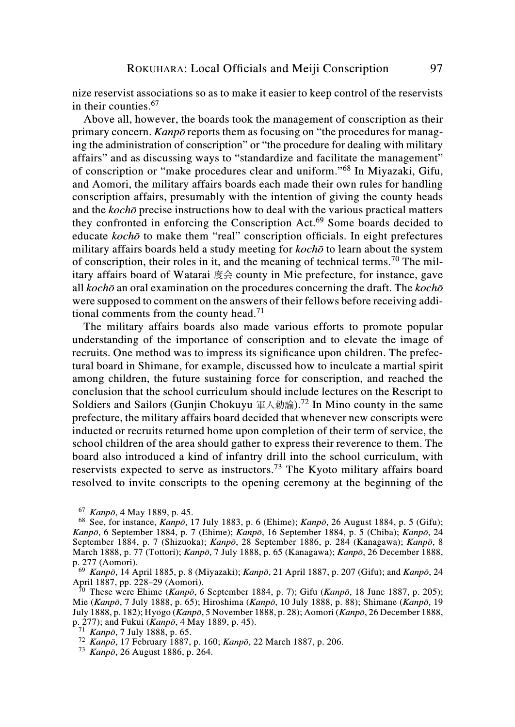nize reservist associations so as to make it easier to keep control of the reservists in their counties.[67]

Above all, however, the boards took the management of conscription as their primary concern. *Kanpō* reports them as focusing on "the procedures for managing the administration of conscription" or "the procedure for dealing with military affairs" and as discussing ways to "standardize and facilitate the management" of conscription or "make procedures clear and uniform."[68] In Miyazaki, Gifu, and Aomori, the military affairs boards each made their own rules for handling conscription affairs, presumably with the intention of giving the county heads and the *kochō* precise instructions how to deal with the various practical matters they confronted in enforcing the Conscription Act.[69] Some boards decided to educate *kochō* to make them "real" conscription officials. In eight prefectures military affairs boards held a study meeting for *kochō* to learn about the system of conscription, their roles in it, and the meaning of technical terms.[70] The military affairs board of Watarai 度会 county in Mie prefecture, for instance, gave all *kochō* an oral examination on the procedures concerning the draft. The *kochō* were supposed to comment on the answers of their fellows before receiving additional comments from the county head.[71]

The military affairs boards also made various efforts to promote popular understanding of the importance of conscription and to elevate the image of recruits. One method was to impress its significance upon children. The prefectural board in Shimane, for example, discussed how to inculcate a martial spirit among children, the future sustaining force for conscription, and reached the conclusion that the school curriculum should include lectures on the Rescript to Soldiers and Sailors (Gunjin Chokuyu 軍人勅諭).[72] In Mino county in the same prefecture, the military affairs board decided that whenever new conscripts were inducted or recruits returned home upon completion of their term of service, the school children of the area should gather to express their reverence to them. The board also introduced a kind of infantry drill into the school curriculum, with reservists expected to serve as instructors.[73] The Kyoto military affairs board resolved to invite conscripts to the opening ceremony at the beginning of the

[67] *Kanpō*, 4 May 1889, p. 45.

[68] See, for instance, *Kanpō*, 17 July 1883, p. 6 (Ehime); *Kanpō*, 26 August 1884, p. 5 (Gifu); *Kanpō*, 6 September 1884, p. 7 (Ehime); *Kanpō*, 16 September 1884, p. 5 (Chiba); *Kanpō*, 24 September 1884, p. 7 (Shizuoka); *Kanpō*, 28 September 1886, p. 284 (Kanagawa); *Kanpō*, 8 March 1888, p. 77 (Tottori); *Kanpō*, 7 July 1888, p. 65 (Kanagawa); *Kanpō*, 26 December 1888, p. 277 (Aomori).

[69] *Kanpō*, 14 April 1885, p. 8 (Miyazaki); *Kanpō*, 21 April 1887, p. 207 (Gifu); and *Kanpō*, 24 April 1887, pp. 228–29 (Aomori).

[70] These were Ehime (*Kanpō*, 6 September 1884, p. 7); Gifu (*Kanpō*, 18 June 1887, p. 205); Mie (*Kanpō*, 7 July 1888, p. 65); Hiroshima (*Kanpō*, 10 July 1888, p. 88); Shimane (*Kanpō*, 19 July 1888, p. 182); Hyōgo (*Kanpō*, 5 November 1888, p. 28); Aomori (*Kanpō*, 26 December 1888, p. 277); and Fukui (*Kanpō*, 4 May 1889, p. 45).

[71] *Kanpō*, 7 July 1888, p. 65.

[72] *Kanpō*, 17 February 1887, p. 160; *Kanpō*, 22 March 1887, p. 206.

[73] *Kanpō*, 26 August 1886, p. 264.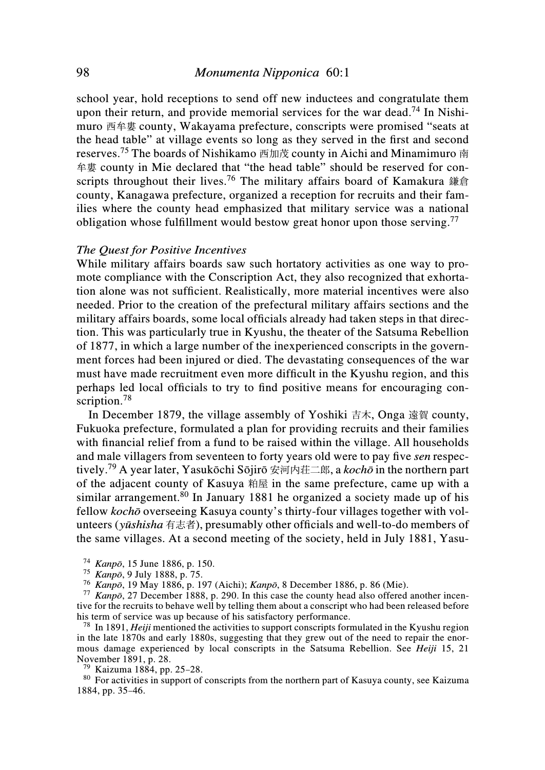school year, hold receptions to send off new inductees and congratulate them upon their return, and provide memorial services for the war dead.[74] In Nishimuro 西牟婁 county, Wakayama prefecture, conscripts were promised "seats at the head table" at village events so long as they served in the first and second reserves.[75] The boards of Nishikamo 西加茂 county in Aichi and Minamimuro 南牟婁 county in Mie declared that "the head table" should be reserved for conscripts throughout their lives.[76] The military affairs board of Kamakura 鎌倉 county, Kanagawa prefecture, organized a reception for recruits and their families where the county head emphasized that military service was a national obligation whose fulfillment would bestow great honor upon those serving.[77]

### *The Quest for Positive Incentives*

While military affairs boards saw such hortatory activities as one way to promote compliance with the Conscription Act, they also recognized that exhortation alone was not sufficient. Realistically, more material incentives were also needed. Prior to the creation of the prefectural military affairs sections and the military affairs boards, some local officials already had taken steps in that direction. This was particularly true in Kyushu, the theater of the Satsuma Rebellion of 1877, in which a large number of the inexperienced conscripts in the government forces had been injured or died. The devastating consequences of the war must have made recruitment even more difficult in the Kyushu region, and this perhaps led local officials to try to find positive means for encouraging conscription.[78]

In December 1879, the village assembly of Yoshiki 吉木, Onga 遠賀 county, Fukuoka prefecture, formulated a plan for providing recruits and their families with financial relief from a fund to be raised within the village. All households and male villagers from seventeen to forty years old were to pay five *sen* respectively.[79] A year later, Yasukōchi Sōjirō 安河内荘二郎, a *kochō* in the northern part of the adjacent county of Kasuya 粕屋 in the same prefecture, came up with a similar arrangement.[80] In January 1881 he organized a society made up of his fellow *kochō* overseeing Kasuya county's thirty-four villages together with volunteers (*yūshisha* 有志者), presumably other officials and well-to-do members of the same villages. At a second meeting of the society, held in July 1881, Yasu-

[74] *Kanpō*, 15 June 1886, p. 150.

[75] *Kanpō*, 9 July 1888, p. 75.

[76] *Kanpō*, 19 May 1886, p. 197 (Aichi); *Kanpō*, 8 December 1886, p. 86 (Mie).

[77] *Kanpō*, 27 December 1888, p. 290. In this case the county head also offered another incentive for the recruits to behave well by telling them about a conscript who had been released before his term of service was up because of his satisfactory performance.

[78] In 1891, *Heiji* mentioned the activities to support conscripts formulated in the Kyushu region in the late 1870s and early 1880s, suggesting that they grew out of the need to repair the enormous damage experienced by local conscripts in the Satsuma Rebellion. See *Heiji* 15, 21 November 1891, p. 28.

[79] Kaizuma 1884, pp. 25–28.

[80] For activities in support of conscripts from the northern part of Kasuya county, see Kaizuma 1884, pp. 35–46.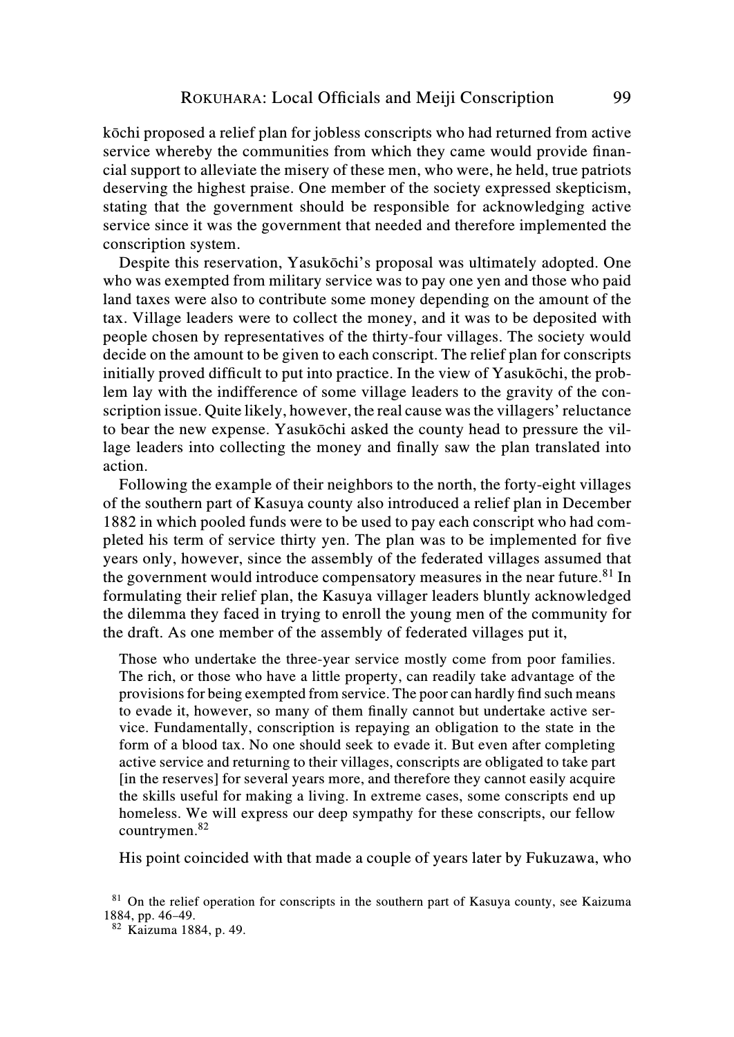kōchi proposed a relief plan for jobless conscripts who had returned from active service whereby the communities from which they came would provide financial support to alleviate the misery of these men, who were, he held, true patriots deserving the highest praise. One member of the society expressed skepticism, stating that the government should be responsible for acknowledging active service since it was the government that needed and therefore implemented the conscription system.

Despite this reservation, Yasukōchi's proposal was ultimately adopted. One who was exempted from military service was to pay one yen and those who paid land taxes were also to contribute some money depending on the amount of the tax. Village leaders were to collect the money, and it was to be deposited with people chosen by representatives of the thirty-four villages. The society would decide on the amount to be given to each conscript. The relief plan for conscripts initially proved difficult to put into practice. In the view of Yasukōchi, the problem lay with the indifference of some village leaders to the gravity of the conscription issue. Quite likely, however, the real cause was the villagers' reluctance to bear the new expense. Yasukōchi asked the county head to pressure the village leaders into collecting the money and finally saw the plan translated into action.

Following the example of their neighbors to the north, the forty-eight villages of the southern part of Kasuya county also introduced a relief plan in December 1882 in which pooled funds were to be used to pay each conscript who had completed his term of service thirty yen. The plan was to be implemented for five years only, however, since the assembly of the federated villages assumed that the government would introduce compensatory measures in the near future.[81] In formulating their relief plan, the Kasuya villager leaders bluntly acknowledged the dilemma they faced in trying to enroll the young men of the community for the draft. As one member of the assembly of federated villages put it,

> Those who undertake the three-year service mostly come from poor families. The rich, or those who have a little property, can readily take advantage of the provisions for being exempted from service. The poor can hardly find such means to evade it, however, so many of them finally cannot but undertake active service. Fundamentally, conscription is repaying an obligation to the state in the form of a blood tax. No one should seek to evade it. But even after completing active service and returning to their villages, conscripts are obligated to take part [in the reserves] for several years more, and therefore they cannot easily acquire the skills useful for making a living. In extreme cases, some conscripts end up homeless. We will express our deep sympathy for these conscripts, our fellow countrymen.[82]

His point coincided with that made a couple of years later by Fukuzawa, who

[81] On the relief operation for conscripts in the southern part of Kasuya county, see Kaizuma 1884, pp. 46–49.

[82] Kaizuma 1884, p. 49.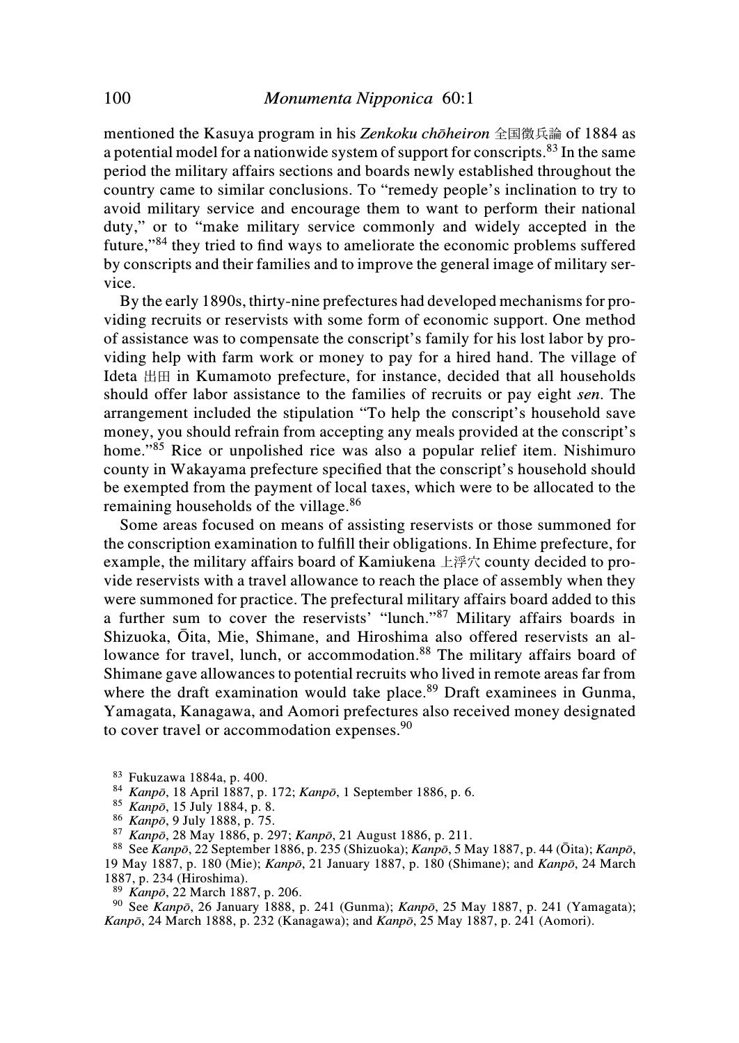mentioned the Kasuya program in his *Zenkoku chōheiron* 全国徴兵論 of 1884 as a potential model for a nationwide system of support for conscripts.[83] In the same period the military affairs sections and boards newly established throughout the country came to similar conclusions. To "remedy people's inclination to try to avoid military service and encourage them to want to perform their national duty," or to "make military service commonly and widely accepted in the future,"[84] they tried to find ways to ameliorate the economic problems suffered by conscripts and their families and to improve the general image of military service.

By the early 1890s, thirty-nine prefectures had developed mechanisms for providing recruits or reservists with some form of economic support. One method of assistance was to compensate the conscript's family for his lost labor by providing help with farm work or money to pay for a hired hand. The village of Ideta 出田 in Kumamoto prefecture, for instance, decided that all households should offer labor assistance to the families of recruits or pay eight *sen*. The arrangement included the stipulation "To help the conscript's household save money, you should refrain from accepting any meals provided at the conscript's home."[85] Rice or unpolished rice was also a popular relief item. Nishimuro county in Wakayama prefecture specified that the conscript's household should be exempted from the payment of local taxes, which were to be allocated to the remaining households of the village.[86]

Some areas focused on means of assisting reservists or those summoned for the conscription examination to fulfill their obligations. In Ehime prefecture, for example, the military affairs board of Kamiukena 上浮穴 county decided to provide reservists with a travel allowance to reach the place of assembly when they were summoned for practice. The prefectural military affairs board added to this a further sum to cover the reservists' "lunch."[87] Military affairs boards in Shizuoka, Ōita, Mie, Shimane, and Hiroshima also offered reservists an allowance for travel, lunch, or accommodation.[88] The military affairs board of Shimane gave allowances to potential recruits who lived in remote areas far from where the draft examination would take place.[89] Draft examinees in Gunma, Yamagata, Kanagawa, and Aomori prefectures also received money designated to cover travel or accommodation expenses.[90]

---

[83] Fukuzawa 1884a, p. 400.

[84] *Kanpō*, 18 April 1887, p. 172; *Kanpō*, 1 September 1886, p. 6.

[85] *Kanpō*, 15 July 1884, p. 8.

[86] *Kanpō*, 9 July 1888, p. 75.

[87] *Kanpō*, 28 May 1886, p. 297; *Kanpō*, 21 August 1886, p. 211.

[88] See *Kanpō*, 22 September 1886, p. 235 (Shizuoka); *Kanpō*, 5 May 1887, p. 44 (Ōita); *Kanpō*, 19 May 1887, p. 180 (Mie); *Kanpō*, 21 January 1887, p. 180 (Shimane); and *Kanpō*, 24 March 1887, p. 234 (Hiroshima).

[89] *Kanpō*, 22 March 1887, p. 206.

[90] See *Kanpō*, 26 January 1888, p. 241 (Gunma); *Kanpō*, 25 May 1887, p. 241 (Yamagata); *Kanpō*, 24 March 1888, p. 232 (Kanagawa); and *Kanpō*, 25 May 1887, p. 241 (Aomori).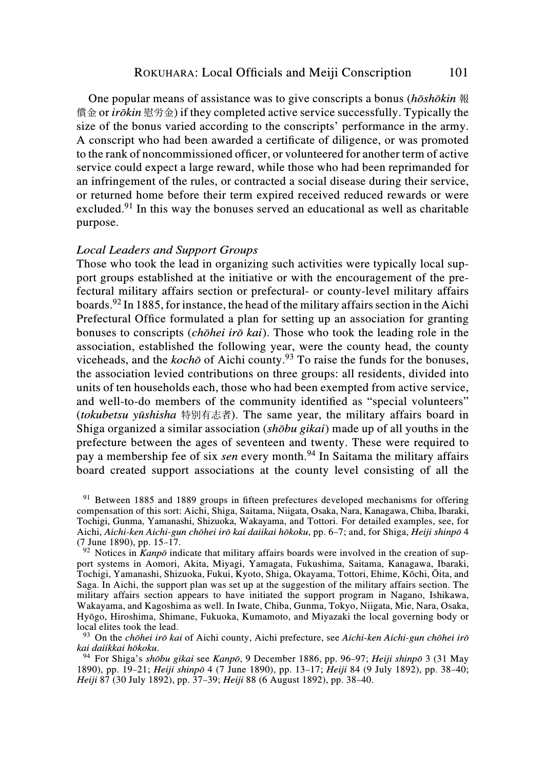One popular means of assistance was to give conscripts a bonus (*hōshōkin* 報償金 or *irōkin* 慰労金) if they completed active service successfully. Typically the size of the bonus varied according to the conscripts' performance in the army. A conscript who had been awarded a certificate of diligence, or was promoted to the rank of noncommissioned officer, or volunteered for another term of active service could expect a large reward, while those who had been reprimanded for an infringement of the rules, or contracted a social disease during their service, or returned home before their term expired received reduced rewards or were excluded.[91] In this way the bonuses served an educational as well as charitable purpose.

### *Local Leaders and Support Groups*

Those who took the lead in organizing such activities were typically local support groups established at the initiative or with the encouragement of the prefectural military affairs section or prefectural- or county-level military affairs boards.[92] In 1885, for instance, the head of the military affairs section in the Aichi Prefectural Office formulated a plan for setting up an association for granting bonuses to conscripts (*chōhei irō kai*). Those who took the leading role in the association, established the following year, were the county head, the county viceheads, and the *kochō* of Aichi county.[93] To raise the funds for the bonuses, the association levied contributions on three groups: all residents, divided into units of ten households each, those who had been exempted from active service, and well-to-do members of the community identified as "special volunteers" (*tokubetsu yūshisha* 特別有志者). The same year, the military affairs board in Shiga organized a similar association (*shōbu gikai*) made up of all youths in the prefecture between the ages of seventeen and twenty. These were required to pay a membership fee of six *sen* every month.[94] In Saitama the military affairs board created support associations at the county level consisting of all the

[91] Between 1885 and 1889 groups in fifteen prefectures developed mechanisms for offering compensation of this sort: Aichi, Shiga, Saitama, Niigata, Osaka, Nara, Kanagawa, Chiba, Ibaraki, Tochigi, Gunma, Yamanashi, Shizuoka, Wakayama, and Tottori. For detailed examples, see, for Aichi, *Aichi-ken Aichi-gun chōhei irō kai daiikai hōkoku*, pp. 6–7; and, for Shiga, *Heiji shinpō* 4 (7 June 1890), pp. 15–17.

[92] Notices in *Kanpō* indicate that military affairs boards were involved in the creation of support systems in Aomori, Akita, Miyagi, Yamagata, Fukushima, Saitama, Kanagawa, Ibaraki, Tochigi, Yamanashi, Shizuoka, Fukui, Kyoto, Shiga, Okayama, Tottori, Ehime, Kōchi, Ōita, and Saga. In Aichi, the support plan was set up at the suggestion of the military affairs section. The military affairs section appears to have initiated the support program in Nagano, Ishikawa, Wakayama, and Kagoshima as well. In Iwate, Chiba, Gunma, Tokyo, Niigata, Mie, Nara, Osaka, Hyōgo, Hiroshima, Shimane, Fukuoka, Kumamoto, and Miyazaki the local governing body or local elites took the lead.

[93] On the *chōhei irō kai* of Aichi county, Aichi prefecture, see *Aichi-ken Aichi-gun chōhei irō kai daiikkai hōkoku*.

[94] For Shiga's *shōbu gikai* see *Kanpō*, 9 December 1886, pp. 96–97; *Heiji shinpō* 3 (31 May 1890), pp. 19–21; *Heiji shinpō* 4 (7 June 1890), pp. 13–17; *Heiji* 84 (9 July 1892), pp. 38–40; *Heiji* 87 (30 July 1892), pp. 37–39; *Heiji* 88 (6 August 1892), pp. 38–40.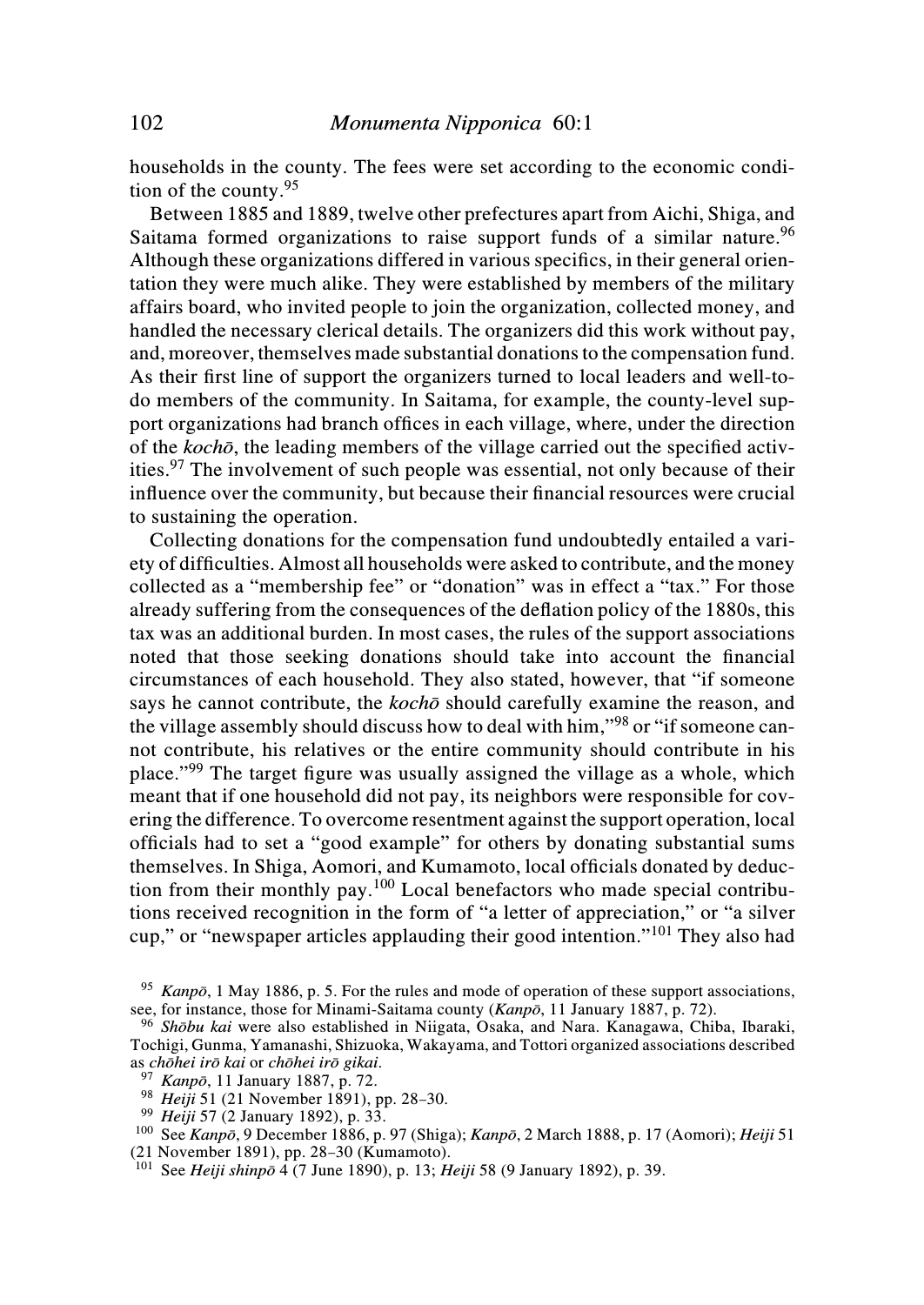households in the county. The fees were set according to the economic condition of the county.[95]

Between 1885 and 1889, twelve other prefectures apart from Aichi, Shiga, and Saitama formed organizations to raise support funds of a similar nature.[96] Although these organizations differed in various specifics, in their general orientation they were much alike. They were established by members of the military affairs board, who invited people to join the organization, collected money, and handled the necessary clerical details. The organizers did this work without pay, and, moreover, themselves made substantial donations to the compensation fund. As their first line of support the organizers turned to local leaders and well-to-do members of the community. In Saitama, for example, the county-level support organizations had branch offices in each village, where, under the direction of the *kochō*, the leading members of the village carried out the specified activities.[97] The involvement of such people was essential, not only because of their influence over the community, but because their financial resources were crucial to sustaining the operation.

Collecting donations for the compensation fund undoubtedly entailed a variety of difficulties. Almost all households were asked to contribute, and the money collected as a "membership fee" or "donation" was in effect a "tax." For those already suffering from the consequences of the deflation policy of the 1880s, this tax was an additional burden. In most cases, the rules of the support associations noted that those seeking donations should take into account the financial circumstances of each household. They also stated, however, that "if someone says he cannot contribute, the *kochō* should carefully examine the reason, and the village assembly should discuss how to deal with him,"[98] or "if someone cannot contribute, his relatives or the entire community should contribute in his place."[99] The target figure was usually assigned the village as a whole, which meant that if one household did not pay, its neighbors were responsible for covering the difference. To overcome resentment against the support operation, local officials had to set a "good example" for others by donating substantial sums themselves. In Shiga, Aomori, and Kumamoto, local officials donated by deduction from their monthly pay.[100] Local benefactors who made special contributions received recognition in the form of "a letter of appreciation," or "a silver cup," or "newspaper articles applauding their good intention."[101] They also had

---

[95] *Kanpō*, 1 May 1886, p. 5. For the rules and mode of operation of these support associations, see, for instance, those for Minami-Saitama county (*Kanpō*, 11 January 1887, p. 72).

[96] *Shōbu kai* were also established in Niigata, Osaka, and Nara. Kanagawa, Chiba, Ibaraki, Tochigi, Gunma, Yamanashi, Shizuoka, Wakayama, and Tottori organized associations described as *chōhei irō kai* or *chōhei irō gikai*.

[97] *Kanpō*, 11 January 1887, p. 72.

[98] *Heiji* 51 (21 November 1891), pp. 28–30.

[99] *Heiji* 57 (2 January 1892), p. 33.

[100] See *Kanpō*, 9 December 1886, p. 97 (Shiga); *Kanpō*, 2 March 1888, p. 17 (Aomori); *Heiji* 51 (21 November 1891), pp. 28–30 (Kumamoto).

[101] See *Heiji shinpō* 4 (7 June 1890), p. 13; *Heiji* 58 (9 January 1892), p. 39.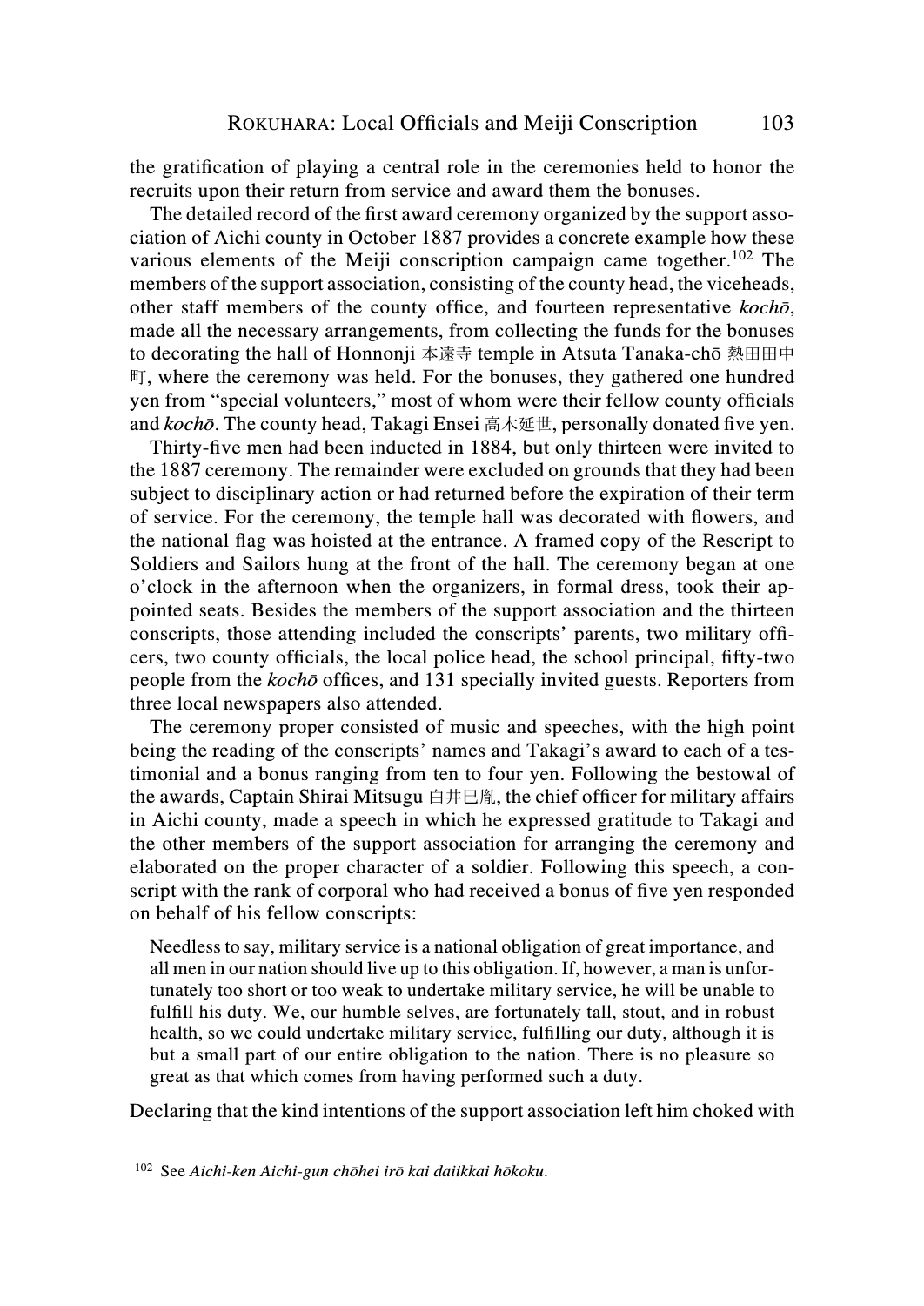the gratification of playing a central role in the ceremonies held to honor the recruits upon their return from service and award them the bonuses.

The detailed record of the first award ceremony organized by the support association of Aichi county in October 1887 provides a concrete example how these various elements of the Meiji conscription campaign came together.[102] The members of the support association, consisting of the county head, the viceheads, other staff members of the county office, and fourteen representative *kochō*, made all the necessary arrangements, from collecting the funds for the bonuses to decorating the hall of Honnonji 本遠寺 temple in Atsuta Tanaka-chō 熱田田中町, where the ceremony was held. For the bonuses, they gathered one hundred yen from "special volunteers," most of whom were their fellow county officials and *kochō*. The county head, Takagi Ensei 高木延世, personally donated five yen.

Thirty-five men had been inducted in 1884, but only thirteen were invited to the 1887 ceremony. The remainder were excluded on grounds that they had been subject to disciplinary action or had returned before the expiration of their term of service. For the ceremony, the temple hall was decorated with flowers, and the national flag was hoisted at the entrance. A framed copy of the Rescript to Soldiers and Sailors hung at the front of the hall. The ceremony began at one o'clock in the afternoon when the organizers, in formal dress, took their appointed seats. Besides the members of the support association and the thirteen conscripts, those attending included the conscripts' parents, two military officers, two county officials, the local police head, the school principal, fifty-two people from the *kochō* offices, and 131 specially invited guests. Reporters from three local newspapers also attended.

The ceremony proper consisted of music and speeches, with the high point being the reading of the conscripts' names and Takagi's award to each of a testimonial and a bonus ranging from ten to four yen. Following the bestowal of the awards, Captain Shirai Mitsugu 白井巳胤, the chief officer for military affairs in Aichi county, made a speech in which he expressed gratitude to Takagi and the other members of the support association for arranging the ceremony and elaborated on the proper character of a soldier. Following this speech, a conscript with the rank of corporal who had received a bonus of five yen responded on behalf of his fellow conscripts:

> Needless to say, military service is a national obligation of great importance, and all men in our nation should live up to this obligation. If, however, a man is unfortunately too short or too weak to undertake military service, he will be unable to fulfill his duty. We, our humble selves, are fortunately tall, stout, and in robust health, so we could undertake military service, fulfilling our duty, although it is but a small part of our entire obligation to the nation. There is no pleasure so great as that which comes from having performed such a duty.

Declaring that the kind intentions of the support association left him choked with

[102] See *Aichi-ken Aichi-gun chōhei irō kai daiikkai hōkoku*.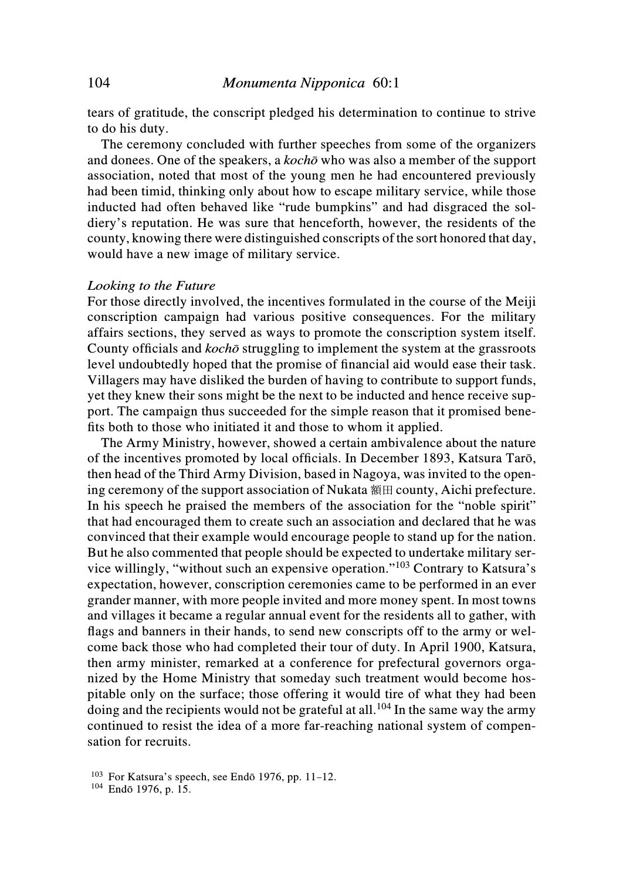tears of gratitude, the conscript pledged his determination to continue to strive to do his duty.

The ceremony concluded with further speeches from some of the organizers and donees. One of the speakers, a *kochō* who was also a member of the support association, noted that most of the young men he had encountered previously had been timid, thinking only about how to escape military service, while those inducted had often behaved like "rude bumpkins" and had disgraced the soldiery's reputation. He was sure that henceforth, however, the residents of the county, knowing there were distinguished conscripts of the sort honored that day, would have a new image of military service.

### *Looking to the Future*

For those directly involved, the incentives formulated in the course of the Meiji conscription campaign had various positive consequences. For the military affairs sections, they served as ways to promote the conscription system itself. County officials and *kochō* struggling to implement the system at the grassroots level undoubtedly hoped that the promise of financial aid would ease their task. Villagers may have disliked the burden of having to contribute to support funds, yet they knew their sons might be the next to be inducted and hence receive support. The campaign thus succeeded for the simple reason that it promised benefits both to those who initiated it and those to whom it applied.

The Army Ministry, however, showed a certain ambivalence about the nature of the incentives promoted by local officials. In December 1893, Katsura Tarō, then head of the Third Army Division, based in Nagoya, was invited to the opening ceremony of the support association of Nukata 額田 county, Aichi prefecture. In his speech he praised the members of the association for the "noble spirit" that had encouraged them to create such an association and declared that he was convinced that their example would encourage people to stand up for the nation. But he also commented that people should be expected to undertake military service willingly, "without such an expensive operation."[103] Contrary to Katsura's expectation, however, conscription ceremonies came to be performed in an ever grander manner, with more people invited and more money spent. In most towns and villages it became a regular annual event for the residents all to gather, with flags and banners in their hands, to send new conscripts off to the army or welcome back those who had completed their tour of duty. In April 1900, Katsura, then army minister, remarked at a conference for prefectural governors organized by the Home Ministry that someday such treatment would become hospitable only on the surface; those offering it would tire of what they had been doing and the recipients would not be grateful at all.[104] In the same way the army continued to resist the idea of a more far-reaching national system of compensation for recruits.

[103] For Katsura's speech, see Endō 1976, pp. 11–12.

[104] Endō 1976, p. 15.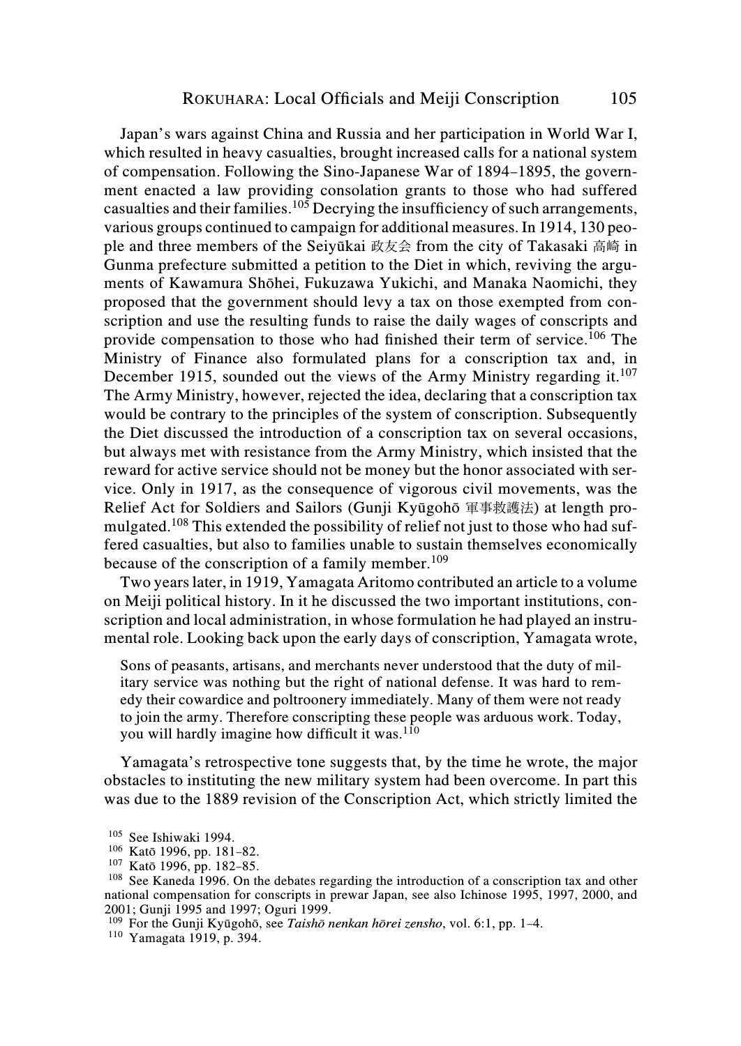Japan's wars against China and Russia and her participation in World War I, which resulted in heavy casualties, brought increased calls for a national system of compensation. Following the Sino-Japanese War of 1894–1895, the government enacted a law providing consolation grants to those who had suffered casualties and their families.[105] Decrying the insufficiency of such arrangements, various groups continued to campaign for additional measures. In 1914, 130 people and three members of the Seiyūkai 政友会 from the city of Takasaki 高崎 in Gunma prefecture submitted a petition to the Diet in which, reviving the arguments of Kawamura Shōhei, Fukuzawa Yukichi, and Manaka Naomichi, they proposed that the government should levy a tax on those exempted from conscription and use the resulting funds to raise the daily wages of conscripts and provide compensation to those who had finished their term of service.[106] The Ministry of Finance also formulated plans for a conscription tax and, in December 1915, sounded out the views of the Army Ministry regarding it.[107] The Army Ministry, however, rejected the idea, declaring that a conscription tax would be contrary to the principles of the system of conscription. Subsequently the Diet discussed the introduction of a conscription tax on several occasions, but always met with resistance from the Army Ministry, which insisted that the reward for active service should not be money but the honor associated with service. Only in 1917, as the consequence of vigorous civil movements, was the Relief Act for Soldiers and Sailors (Gunji Kyūgohō 軍事救護法) at length promulgated.[108] This extended the possibility of relief not just to those who had suffered casualties, but also to families unable to sustain themselves economically because of the conscription of a family member.[109]

Two years later, in 1919, Yamagata Aritomo contributed an article to a volume on Meiji political history. In it he discussed the two important institutions, conscription and local administration, in whose formulation he had played an instrumental role. Looking back upon the early days of conscription, Yamagata wrote,

> Sons of peasants, artisans, and merchants never understood that the duty of military service was nothing but the right of national defense. It was hard to remedy their cowardice and poltroonery immediately. Many of them were not ready to join the army. Therefore conscripting these people was arduous work. Today, you will hardly imagine how difficult it was.[110]

Yamagata's retrospective tone suggests that, by the time he wrote, the major obstacles to instituting the new military system had been overcome. In part this was due to the 1889 revision of the Conscription Act, which strictly limited the

---

[105] See Ishiwaki 1994.

[106] Katō 1996, pp. 181–82.

[107] Katō 1996, pp. 182–85.

[108] See Kaneda 1996. On the debates regarding the introduction of a conscription tax and other national compensation for conscripts in prewar Japan, see also Ichinose 1995, 1997, 2000, and 2001; Gunji 1995 and 1997; Oguri 1999.

[109] For the Gunji Kyūgohō, see *Taishō nenkan hōrei zensho*, vol. 6:1, pp. 1–4.

[110] Yamagata 1919, p. 394.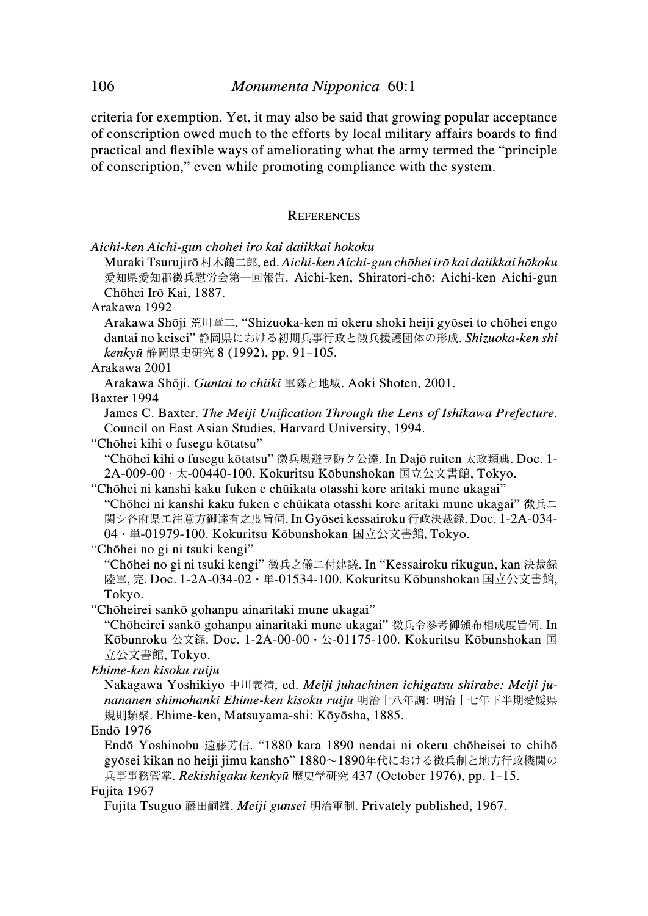criteria for exemption. Yet, it may also be said that growing popular acceptance of conscription owed much to the efforts by local military affairs boards to find practical and flexible ways of ameliorating what the army termed the "principle of conscription," even while promoting compliance with the system.

## References

*Aichi-ken Aichi-gun chōhei irō kai daiikkai hōkoku*
Muraki Tsurujirō 村木鶴二郎, ed. *Aichi-ken Aichi-gun chōhei irō kai daiikkai hōkoku* 愛知県愛知郡徴兵慰労会第一回報告. Aichi-ken, Shiratori-chō: Aichi-ken Aichi-gun Chōhei Irō Kai, 1887.

Arakawa 1992
Arakawa Shōji 荒川章二. "Shizuoka-ken ni okeru shoki heiji gyōsei to chōhei engo dantai no keisei" 静岡県における初期兵事行政と徴兵援護団体の形成. *Shizuoka-ken shi kenkyū* 静岡県史研究 8 (1992), pp. 91–105.

Arakawa 2001
Arakawa Shōji. *Guntai to chiiki* 軍隊と地域. Aoki Shoten, 2001.

Baxter 1994
James C. Baxter. *The Meiji Unification Through the Lens of Ishikawa Prefecture*. Council on East Asian Studies, Harvard University, 1994.

"Chōhei kihi o fusegu kōtatsu"
"Chōhei kihi o fusegu kōtatsu" 徴兵規避ヲ防ク公達. In Dajō ruiten 太政類典. Doc. 1-2A-009-00・太-00440-100. Kokuritsu Kōbunshokan 国立公文書館, Tokyo.

"Chōhei ni kanshi kaku fuken e chūikata otasshi kore aritaki mune ukagai"
"Chōhei ni kanshi kaku fuken e chūikata otasshi kore aritaki mune ukagai" 徴兵ニ関シ各府県エ注意方御達有之度旨伺. In Gyōsei kessairoku 行政決裁録. Doc. 1-2A-034-04・単-01979-100. Kokuritsu Kōbunshokan 国立公文書館, Tokyo.

"Chōhei no gi ni tsuki kengi"
"Chōhei no gi ni tsuki kengi" 徴兵之儀ニ付建議. In "Kessairoku rikugun, kan 決裁録陸軍, 完. Doc. 1-2A-034-02・単-01534-100. Kokuritsu Kōbunshokan 国立公文書館, Tokyo.

"Chōheirei sankō gohanpu ainaritaki mune ukagai"
"Chōheirei sankō gohanpu ainaritaki mune ukagai" 徴兵令参考御頒布相成度旨伺. In Kōbunroku 公文録. Doc. 1-2A-00-00・公-01175-100. Kokuritsu Kōbunshokan 国立公文書館, Tokyo.

*Ehime-ken kisoku ruijū*
Nakagawa Yoshikiyo 中川義清, ed. *Meiji jūhachinen ichigatsu shirabe: Meiji jūnananen shimohanki Ehime-ken kisoku ruijū* 明治十八年調: 明治十七年下半期愛媛県規則類聚. Ehime-ken, Matsuyama-shi: Kōyōsha, 1885.

Endō 1976
Endō Yoshinobu 遠藤芳信. "1880 kara 1890 nendai ni okeru chōheisei to chihō gyōsei kikan no heiji jimu kanshō" 1880～1890年代における徴兵制と地方行政機関の兵事事務管掌. *Rekishigaku kenkyū* 歴史学研究 437 (October 1976), pp. 1–15.

Fujita 1967
Fujita Tsuguo 藤田嗣雄. *Meiji gunsei* 明治軍制. Privately published, 1967.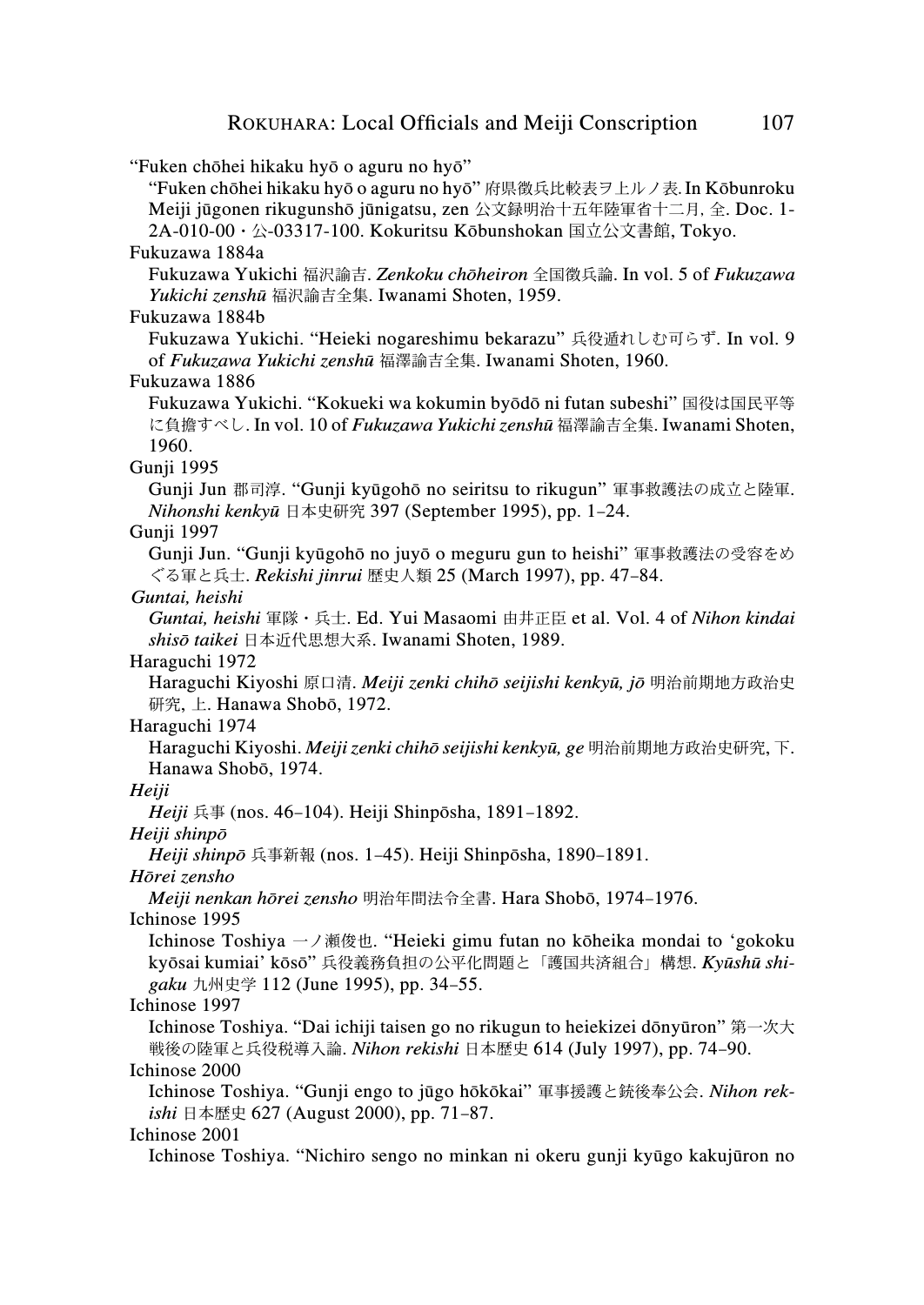"Fuken chōhei hikaku hyō o aguru no hyō"

"Fuken chōhei hikaku hyō o aguru no hyō" 府県徴兵比較表ヲ上ルノ表. In Kōbunroku Meiji jūgonen rikugunshō jūnigatsu, zen 公文録明治十五年陸軍省十二月, 全. Doc. 1-2A-010-00・公-03317-100. Kokuritsu Kōbunshokan 国立公文書館, Tokyo.

Fukuzawa 1884a

Fukuzawa Yukichi 福沢諭吉. *Zenkoku chōheiron* 全国徴兵論. In vol. 5 of *Fukuzawa Yukichi zenshū* 福沢諭吉全集. Iwanami Shoten, 1959.

Fukuzawa 1884b

Fukuzawa Yukichi. "Heieki nogareshimu bekarazu" 兵役遁れしむ可らず. In vol. 9 of *Fukuzawa Yukichi zenshū* 福澤諭吉全集. Iwanami Shoten, 1960.

Fukuzawa 1886

Fukuzawa Yukichi. "Kokueki wa kokumin byōdō ni futan subeshi" 国役は国民平等に負擔すべし. In vol. 10 of *Fukuzawa Yukichi zenshū* 福澤諭吉全集. Iwanami Shoten, 1960.

Gunji 1995

Gunji Jun 郡司淳. "Gunji kyūgohō no seiritsu to rikugun" 軍事救護法の成立と陸軍. *Nihonshi kenkyū* 日本史研究 397 (September 1995), pp. 1–24.

Gunji 1997

Gunji Jun. "Gunji kyūgohō no juyō o meguru gun to heishi" 軍事救護法の受容をめぐる軍と兵士. *Rekishi jinrui* 歴史人類 25 (March 1997), pp. 47–84.

*Guntai, heishi*

*Guntai, heishi* 軍隊・兵士. Ed. Yui Masaomi 由井正臣 et al. Vol. 4 of *Nihon kindai shisō taikei* 日本近代思想大系. Iwanami Shoten, 1989.

Haraguchi 1972

Haraguchi Kiyoshi 原口清. *Meiji zenki chihō seijishi kenkyū, jō* 明治前期地方政治史研究, 上. Hanawa Shobō, 1972.

Haraguchi 1974

Haraguchi Kiyoshi. *Meiji zenki chihō seijishi kenkyū, ge* 明治前期地方政治史研究, 下. Hanawa Shobō, 1974.

*Heiji*

*Heiji* 兵事 (nos. 46–104). Heiji Shinpōsha, 1891–1892.

*Heiji shinpō*

*Heiji shinpō* 兵事新報 (nos. 1–45). Heiji Shinpōsha, 1890–1891.

*Hōrei zensho*

*Meiji nenkan hōrei zensho* 明治年間法令全書. Hara Shobō, 1974–1976.

Ichinose 1995

Ichinose Toshiya 一ノ瀬俊也. "Heieki gimu futan no kōheika mondai to 'gokoku kyōsai kumiai' kōsō" 兵役義務負担の公平化問題と「護国共済組合」構想. *Kyūshū shigaku* 九州史学 112 (June 1995), pp. 34–55.

Ichinose 1997

Ichinose Toshiya. "Dai ichiji taisen go no rikugun to heiekizei dōnyūron" 第一次大戦後の陸軍と兵役税導入論. *Nihon rekishi* 日本歴史 614 (July 1997), pp. 74–90.

Ichinose 2000

Ichinose Toshiya. "Gunji engo to jūgo hōkōkai" 軍事援護と銃後奉公会. *Nihon rekishi* 日本歴史 627 (August 2000), pp. 71–87.

Ichinose 2001

Ichinose Toshiya. "Nichiro sengo no minkan ni okeru gunji kyūgo kakujūron no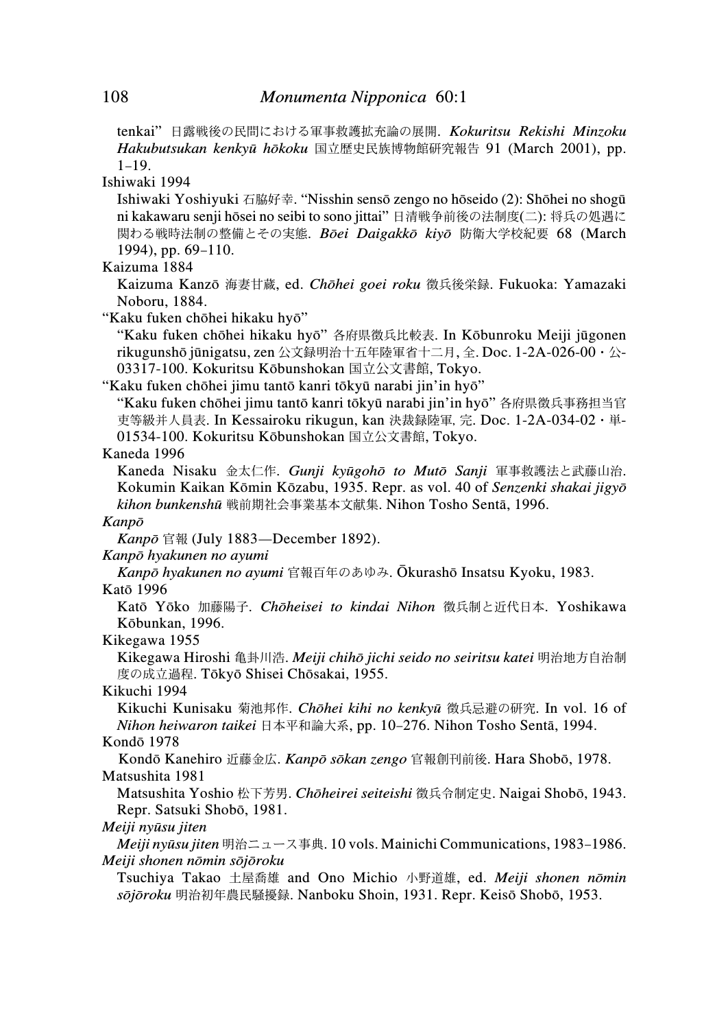tenkai" 日露戦後の民間における軍事救護拡充論の展開. *Kokuritsu Rekishi Minzoku Hakubutsukan kenkyū hōkoku* 国立歴史民族博物館研究報告 91 (March 2001), pp. 1–19.

Ishiwaki 1994

Ishiwaki Yoshiyuki 石脇好幸. "Nisshin sensō zengo no hōseido (2): Shōhei no shogū ni kakawaru senji hōsei no seibi to sono jittai" 日清戦争前後の法制度(二): 将兵の処遇に関わる戦時法制の整備とその実態. *Bōei Daigakkō kiyō* 防衛大学校紀要 68 (March 1994), pp. 69–110.

Kaizuma 1884

Kaizuma Kanzō 海妻甘蔵, ed. *Chōhei goei roku* 徴兵後栄録. Fukuoka: Yamazaki Noboru, 1884.

"Kaku fuken chōhei hikaku hyō"

"Kaku fuken chōhei hikaku hyō" 各府県徴兵比較表. In Kōbunroku Meiji jūgonen rikugunshō jūnigatsu, zen 公文録明治十五年陸軍省十二月, 全. Doc. 1-2A-026-00・公-03317-100. Kokuritsu Kōbunshokan 国立公文書館, Tokyo.

"Kaku fuken chōhei jimu tantō kanri tōkyū narabi jin'in hyō"

"Kaku fuken chōhei jimu tantō kanri tōkyū narabi jin'in hyō" 各府県徴兵事務担当官吏等級并人員表. In Kessairoku rikugun, kan 決裁録陸軍, 完. Doc. 1-2A-034-02・単-01534-100. Kokuritsu Kōbunshokan 国立公文書館, Tokyo.

Kaneda 1996

Kaneda Nisaku 金太仁作. *Gunji kyūgohō to Mutō Sanji* 軍事救護法と武藤山治. Kokumin Kaikan Kōmin Kōzabu, 1935. Repr. as vol. 40 of *Senzenki shakai jigyō kihon bunkenshū* 戦前期社会事業基本文献集. Nihon Tosho Sentā, 1996.

*Kanpō*

*Kanpō* 官報 (July 1883—December 1892).

*Kanpō hyakunen no ayumi*

*Kanpō hyakunen no ayumi* 官報百年のあゆみ. Ōkurashō Insatsu Kyoku, 1983.

Katō 1996

Katō Yōko 加藤陽子. *Chōheisei to kindai Nihon* 徴兵制と近代日本. Yoshikawa Kōbunkan, 1996.

Kikegawa 1955

Kikegawa Hiroshi 亀卦川浩. *Meiji chihō jichi seido no seiritsu katei* 明治地方自治制度の成立過程. Tōkyō Shisei Chōsakai, 1955.

Kikuchi 1994

Kikuchi Kunisaku 菊池邦作. *Chōhei kihi no kenkyū* 徴兵忌避の研究. In vol. 16 of *Nihon heiwaron taikei* 日本平和論大系, pp. 10–276. Nihon Tosho Sentā, 1994.

Kondō 1978

Kondō Kanehiro 近藤金広. *Kanpō sōkan zengo* 官報創刊前後. Hara Shobō, 1978.

Matsushita 1981

Matsushita Yoshio 松下芳男. *Chōheirei seiteishi* 徴兵令制定史. Naigai Shobō, 1943. Repr. Satsuki Shobō, 1981.

*Meiji nyūsu jiten*

*Meiji nyūsu jiten* 明治ニュース事典. 10 vols. Mainichi Communications, 1983–1986.

*Meiji shonen nōmin sōjōroku*

Tsuchiya Takao 土屋喬雄 and Ono Michio 小野道雄, ed. *Meiji shonen nōmin sōjōroku* 明治初年農民騒擾録. Nanboku Shoin, 1931. Repr. Keisō Shobō, 1953.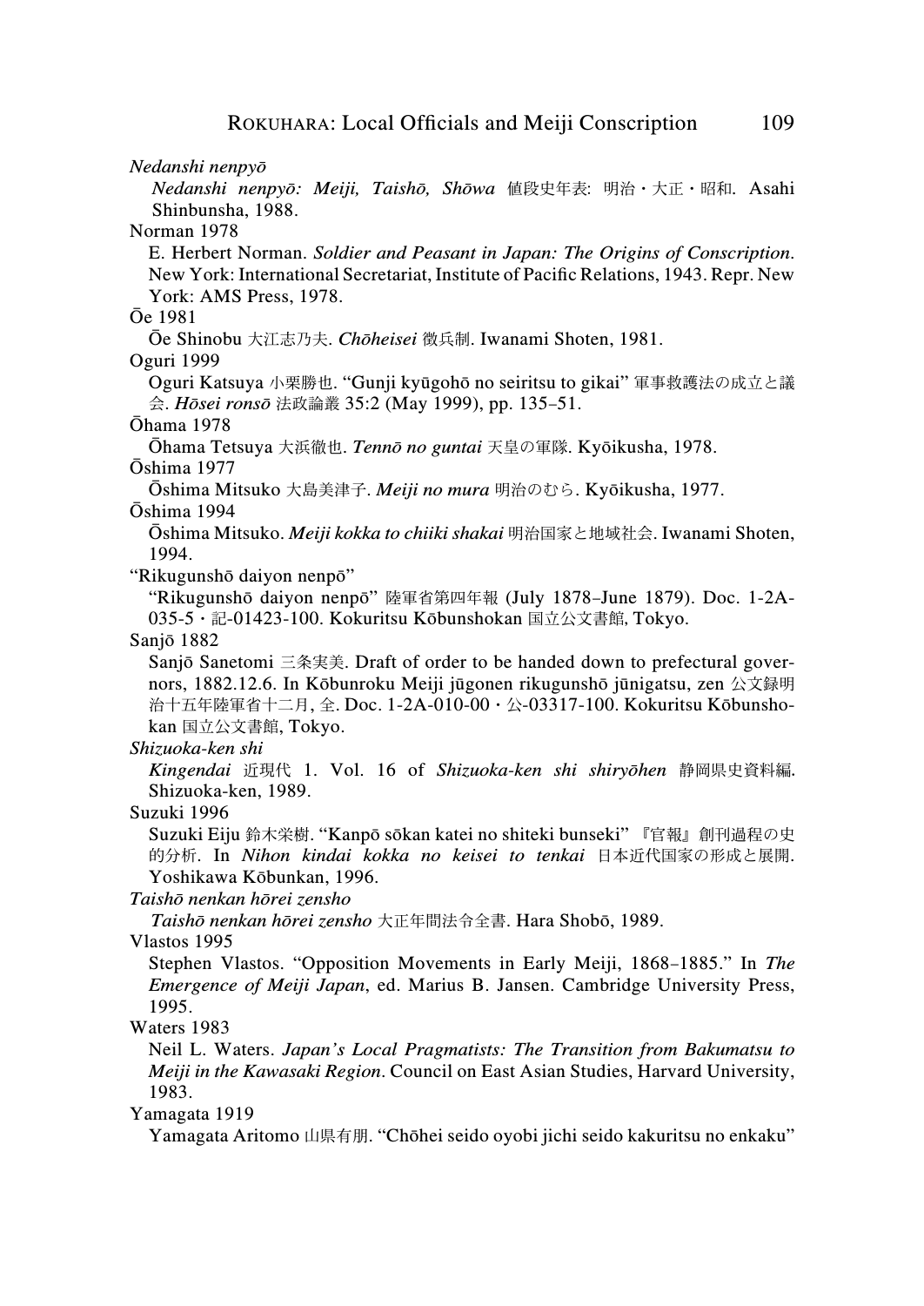*Nedanshi nenpyō*

*Nedanshi nenpyō: Meiji, Taishō, Shōwa* 値段史年表: 明治・大正・昭和. Asahi Shinbunsha, 1988.

Norman 1978

E. Herbert Norman. *Soldier and Peasant in Japan: The Origins of Conscription*. New York: International Secretariat, Institute of Pacific Relations, 1943. Repr. New York: AMS Press, 1978.

Ōe 1981

Ōe Shinobu 大江志乃夫. *Chōheisei* 徴兵制. Iwanami Shoten, 1981.

Oguri 1999

Oguri Katsuya 小栗勝也. "Gunji kyūgohō no seiritsu to gikai" 軍事救護法の成立と議会. *Hōsei ronsō* 法政論叢 35:2 (May 1999), pp. 135–51.

Ōhama 1978

Ōhama Tetsuya 大浜徹也. *Tennō no guntai* 天皇の軍隊. Kyōikusha, 1978.

Ōshima 1977

Ōshima Mitsuko 大島美津子. *Meiji no mura* 明治のむら. Kyōikusha, 1977.

Ōshima 1994

Ōshima Mitsuko. *Meiji kokka to chiiki shakai* 明治国家と地域社会. Iwanami Shoten, 1994.

"Rikugunshō daiyon nenpō"

"Rikugunshō daiyon nenpō" 陸軍省第四年報 (July 1878–June 1879). Doc. 1-2A-035-5・記-01423-100. Kokuritsu Kōbunshokan 国立公文書館, Tokyo.

Sanjō 1882

Sanjō Sanetomi 三条実美. Draft of order to be handed down to prefectural governors, 1882.12.6. In Kōbunroku Meiji jūgonen rikugunshō jūnigatsu, zen 公文録明治十五年陸軍省十二月, 全. Doc. 1-2A-010-00・公-03317-100. Kokuritsu Kōbunshokan 国立公文書館, Tokyo.

*Shizuoka-ken shi*

*Kingendai* 近現代 1. Vol. 16 of *Shizuoka-ken shi shiryōhen* 静岡県史資料編. Shizuoka-ken, 1989.

Suzuki 1996

Suzuki Eiju 鈴木栄樹. "Kanpō sōkan katei no shiteki bunseki" 『官報』創刊過程の史的分析. In *Nihon kindai kokka no keisei to tenkai* 日本近代国家の形成と展開. Yoshikawa Kōbunkan, 1996.

*Taishō nenkan hōrei zensho*

*Taishō nenkan hōrei zensho* 大正年間法令全書. Hara Shobō, 1989.

Vlastos 1995

Stephen Vlastos. "Opposition Movements in Early Meiji, 1868–1885." In *The Emergence of Meiji Japan*, ed. Marius B. Jansen. Cambridge University Press, 1995.

Waters 1983

Neil L. Waters. *Japan's Local Pragmatists: The Transition from Bakumatsu to Meiji in the Kawasaki Region*. Council on East Asian Studies, Harvard University, 1983.

Yamagata 1919

Yamagata Aritomo 山県有朋. "Chōhei seido oyobi jichi seido kakuritsu no enkaku"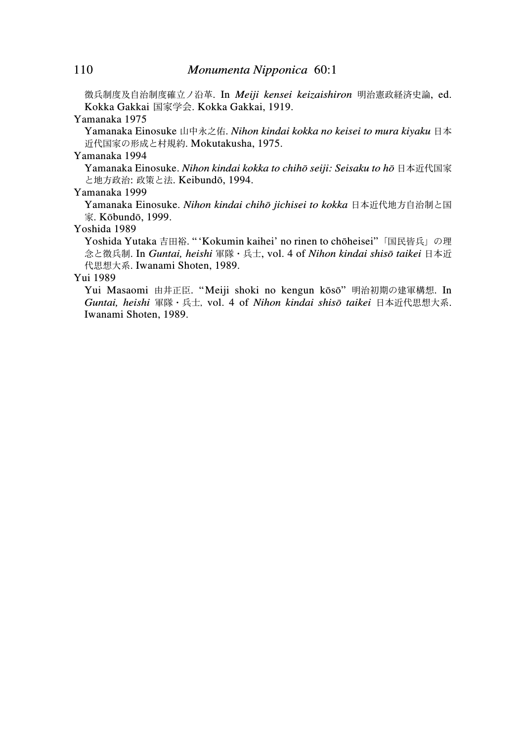徴兵制度及自治制度確立ノ沿革. In *Meiji kensei keizaishiron* 明治憲政経済史論, ed. Kokka Gakkai 国家学会. Kokka Gakkai, 1919.

Yamanaka 1975

Yamanaka Einosuke 山中永之佑. *Nihon kindai kokka no keisei to mura kiyaku* 日本近代国家の形成と村規約. Mokutakusha, 1975.

Yamanaka 1994

Yamanaka Einosuke. *Nihon kindai kokka to chihō seiji: Seisaku to hō* 日本近代国家と地方政治: 政策と法. Keibundō, 1994.

Yamanaka 1999

Yamanaka Einosuke. *Nihon kindai chihō jichisei to kokka* 日本近代地方自治制と国家. Kōbundō, 1999.

Yoshida 1989

Yoshida Yutaka 吉田裕. "'Kokumin kaihei' no rinen to chōheisei"「国民皆兵」の理念と徴兵制. In *Guntai, heishi* 軍隊・兵士, vol. 4 of *Nihon kindai shisō taikei* 日本近代思想大系. Iwanami Shoten, 1989.

Yui 1989

Yui Masaomi 由井正臣. "Meiji shoki no kengun kōsō" 明治初期の建軍構想. In *Guntai, heishi* 軍隊・兵士, vol. 4 of *Nihon kindai shisō taikei* 日本近代思想大系. Iwanami Shoten, 1989.